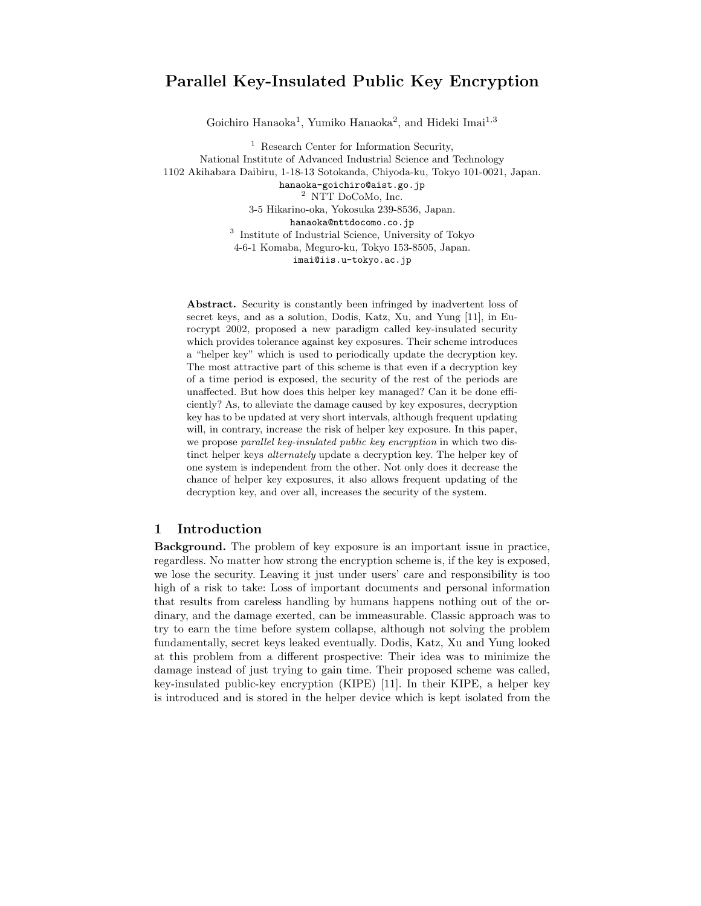# Parallel Key-Insulated Public Key Encryption

Goichiro Hanaoka[1], Yumiko Hanaoka[2], and Hideki Imai[1,3]

[1] Research Center for Information Security,
National Institute of Advanced Industrial Science and Technology
1102 Akihabara Daibiru, 1-18-13 Sotokanda, Chiyoda-ku, Tokyo 101-0021, Japan.
hanaoka-goichiro@aist.go.jp

[2] NTT DoCoMo, Inc.
3-5 Hikarino-oka, Yokosuka 239-8536, Japan.
hanaoka@nttdocomo.co.jp

[3] Institute of Industrial Science, University of Tokyo
4-6-1 Komaba, Meguro-ku, Tokyo 153-8505, Japan.
imai@iis.u-tokyo.ac.jp

**Abstract.** Security is constantly been infringed by inadvertent loss of secret keys, and as a solution, Dodis, Katz, Xu, and Yung [11], in Eurocrypt 2002, proposed a new paradigm called key-insulated security which provides tolerance against key exposures. Their scheme introduces a "helper key" which is used to periodically update the decryption key. The most attractive part of this scheme is that even if a decryption key of a time period is exposed, the security of the rest of the periods are unaffected. But how does this helper key managed? Can it be done efficiently? As, to alleviate the damage caused by key exposures, decryption key has to be updated at very short intervals, although frequent updating will, in contrary, increase the risk of helper key exposure. In this paper, we propose *parallel key-insulated public key encryption* in which two distinct helper keys *alternately* update a decryption key. The helper key of one system is independent from the other. Not only does it decrease the chance of helper key exposures, it also allows frequent updating of the decryption key, and over all, increases the security of the system.

## 1 Introduction

**Background.** The problem of key exposure is an important issue in practice, regardless. No matter how strong the encryption scheme is, if the key is exposed, we lose the security. Leaving it just under users' care and responsibility is too high of a risk to take: Loss of important documents and personal information that results from careless handling by humans happens nothing out of the ordinary, and the damage exerted, can be immeasurable. Classic approach was to try to earn the time before system collapse, although not solving the problem fundamentally, secret keys leaked eventually. Dodis, Katz, Xu and Yung looked at this problem from a different prospective: Their idea was to minimize the damage instead of just trying to gain time. Their proposed scheme was called, key-insulated public-key encryption (KIPE) [11]. In their KIPE, a helper key is introduced and is stored in the helper device which is kept isolated from the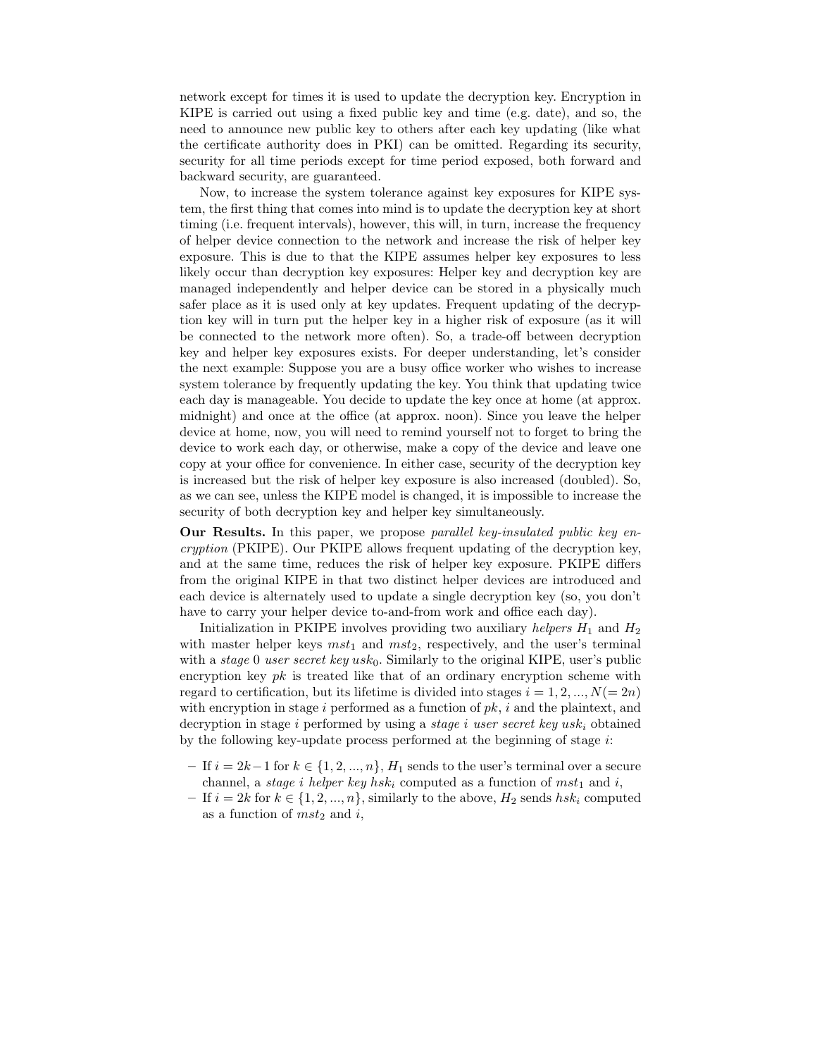network except for times it is used to update the decryption key. Encryption in KIPE is carried out using a fixed public key and time (e.g. date), and so, the need to announce new public key to others after each key updating (like what the certificate authority does in PKI) can be omitted. Regarding its security, security for all time periods except for time period exposed, both forward and backward security, are guaranteed.

Now, to increase the system tolerance against key exposures for KIPE system, the first thing that comes into mind is to update the decryption key at short timing (i.e. frequent intervals), however, this will, in turn, increase the frequency of helper device connection to the network and increase the risk of helper key exposure. This is due to that the KIPE assumes helper key exposures to less likely occur than decryption key exposures: Helper key and decryption key are managed independently and helper device can be stored in a physically much safer place as it is used only at key updates. Frequent updating of the decryption key will in turn put the helper key in a higher risk of exposure (as it will be connected to the network more often). So, a trade-off between decryption key and helper key exposures exists. For deeper understanding, let's consider the next example: Suppose you are a busy office worker who wishes to increase system tolerance by frequently updating the key. You think that updating twice each day is manageable. You decide to update the key once at home (at approx. midnight) and once at the office (at approx. noon). Since you leave the helper device at home, now, you will need to remind yourself not to forget to bring the device to work each day, or otherwise, make a copy of the device and leave one copy at your office for convenience. In either case, security of the decryption key is increased but the risk of helper key exposure is also increased (doubled). So, as we can see, unless the KIPE model is changed, it is impossible to increase the security of both decryption key and helper key simultaneously.

**Our Results.** In this paper, we propose *parallel key-insulated public key encryption* (PKIPE). Our PKIPE allows frequent updating of the decryption key, and at the same time, reduces the risk of helper key exposure. PKIPE differs from the original KIPE in that two distinct helper devices are introduced and each device is alternately used to update a single decryption key (so, you don't have to carry your helper device to-and-from work and office each day).

Initialization in PKIPE involves providing two auxiliary *helpers* $H_1$ and $H_2$ with master helper keys $mst_1$ and $mst_2$, respectively, and the user's terminal with a *stage* 0 *user secret key* $usk_0$. Similarly to the original KIPE, user's public encryption key $pk$ is treated like that of an ordinary encryption scheme with regard to certification, but its lifetime is divided into stages $i = 1, 2, ..., N(= 2n)$ with encryption in stage $i$ performed as a function of $pk$, $i$ and the plaintext, and decryption in stage $i$ performed by using a *stage* $i$ *user secret key* $usk_i$ obtained by the following key-update process performed at the beginning of stage $i$:

- If $i = 2k-1$ for $k \in \{1, 2, ..., n\}$, $H_1$ sends to the user's terminal over a secure channel, a *stage* $i$ *helper key* $hsk_i$ computed as a function of $mst_1$ and $i$,
- If $i = 2k$ for $k \in \{1, 2, ..., n\}$, similarly to the above, $H_2$ sends $hsk_i$ computed as a function of $mst_2$ and $i$,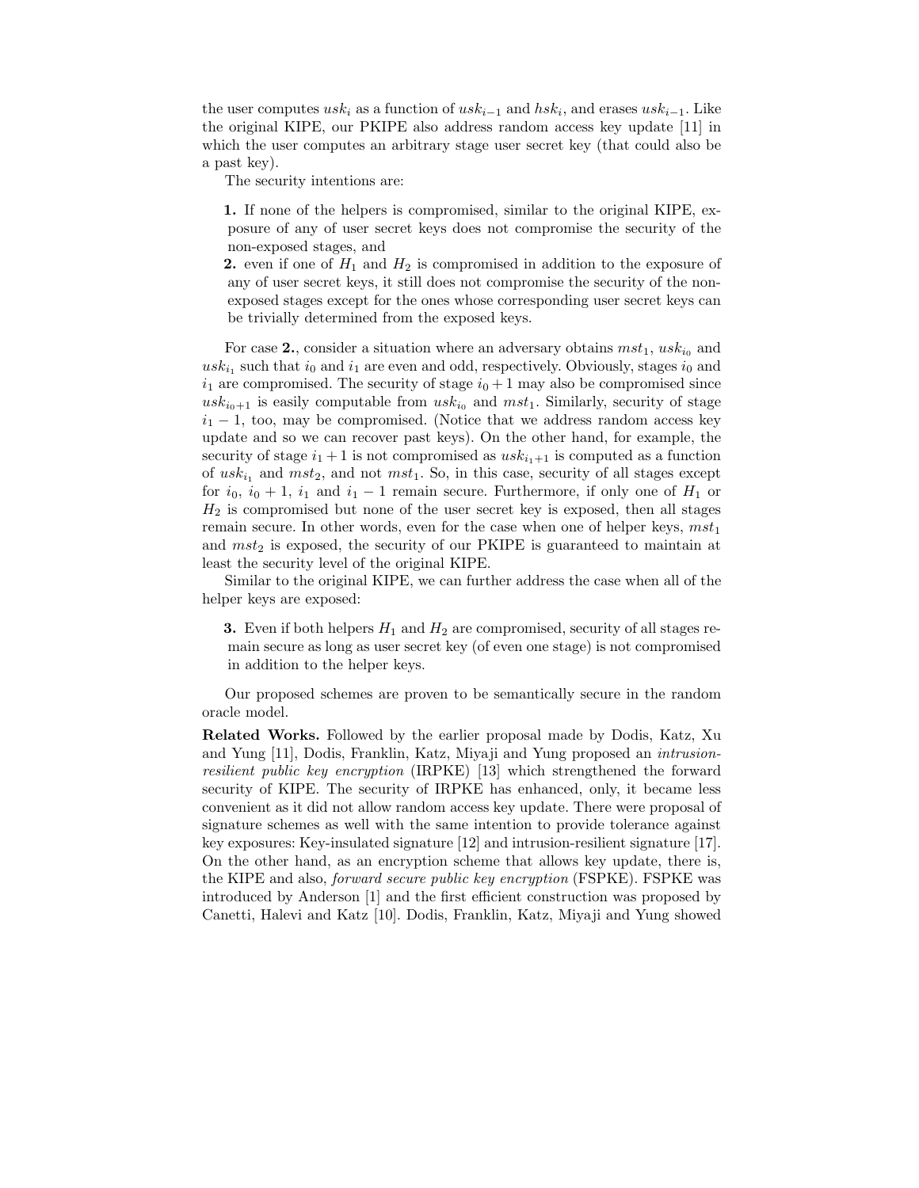the user computes $usk_i$ as a function of $usk_{i-1}$ and $hsk_i$, and erases $usk_{i-1}$. Like the original KIPE, our PKIPE also address random access key update [11] in which the user computes an arbitrary stage user secret key (that could also be a past key).

The security intentions are:

**1.** If none of the helpers is compromised, similar to the original KIPE, exposure of any of user secret keys does not compromise the security of the non-exposed stages, and

**2.** even if one of $H_1$ and $H_2$ is compromised in addition to the exposure of any of user secret keys, it still does not compromise the security of the non-exposed stages except for the ones whose corresponding user secret keys can be trivially determined from the exposed keys.

For case **2.**, consider a situation where an adversary obtains $mst_1$, $usk_{i_0}$ and $usk_{i_1}$ such that $i_0$ and $i_1$ are even and odd, respectively. Obviously, stages $i_0$ and $i_1$ are compromised. The security of stage $i_0 + 1$ may also be compromised since $usk_{i_0+1}$ is easily computable from $usk_{i_0}$ and $mst_1$. Similarly, security of stage $i_1 - 1$, too, may be compromised. (Notice that we address random access key update and so we can recover past keys). On the other hand, for example, the security of stage $i_1 + 1$ is not compromised as $usk_{i_1+1}$ is computed as a function of $usk_{i_1}$ and $mst_2$, and not $mst_1$. So, in this case, security of all stages except for $i_0$, $i_0 + 1$, $i_1$ and $i_1 - 1$ remain secure. Furthermore, if only one of $H_1$ or $H_2$ is compromised but none of the user secret key is exposed, then all stages remain secure. In other words, even for the case when one of helper keys, $mst_1$ and $mst_2$ is exposed, the security of our PKIPE is guaranteed to maintain at least the security level of the original KIPE.

Similar to the original KIPE, we can further address the case when all of the helper keys are exposed:

**3.** Even if both helpers $H_1$ and $H_2$ are compromised, security of all stages remain secure as long as user secret key (of even one stage) is not compromised in addition to the helper keys.

Our proposed schemes are proven to be semantically secure in the random oracle model.

**Related Works.** Followed by the earlier proposal made by Dodis, Katz, Xu and Yung [11], Dodis, Franklin, Katz, Miyaji and Yung proposed an *intrusion-resilient public key encryption* (IRPKE) [13] which strengthened the forward security of KIPE. The security of IRPKE has enhanced, only, it became less convenient as it did not allow random access key update. There were proposal of signature schemes as well with the same intention to provide tolerance against key exposures: Key-insulated signature [12] and intrusion-resilient signature [17]. On the other hand, as an encryption scheme that allows key update, there is, the KIPE and also, *forward secure public key encryption* (FSPKE). FSPKE was introduced by Anderson [1] and the first efficient construction was proposed by Canetti, Halevi and Katz [10]. Dodis, Franklin, Katz, Miyaji and Yung showed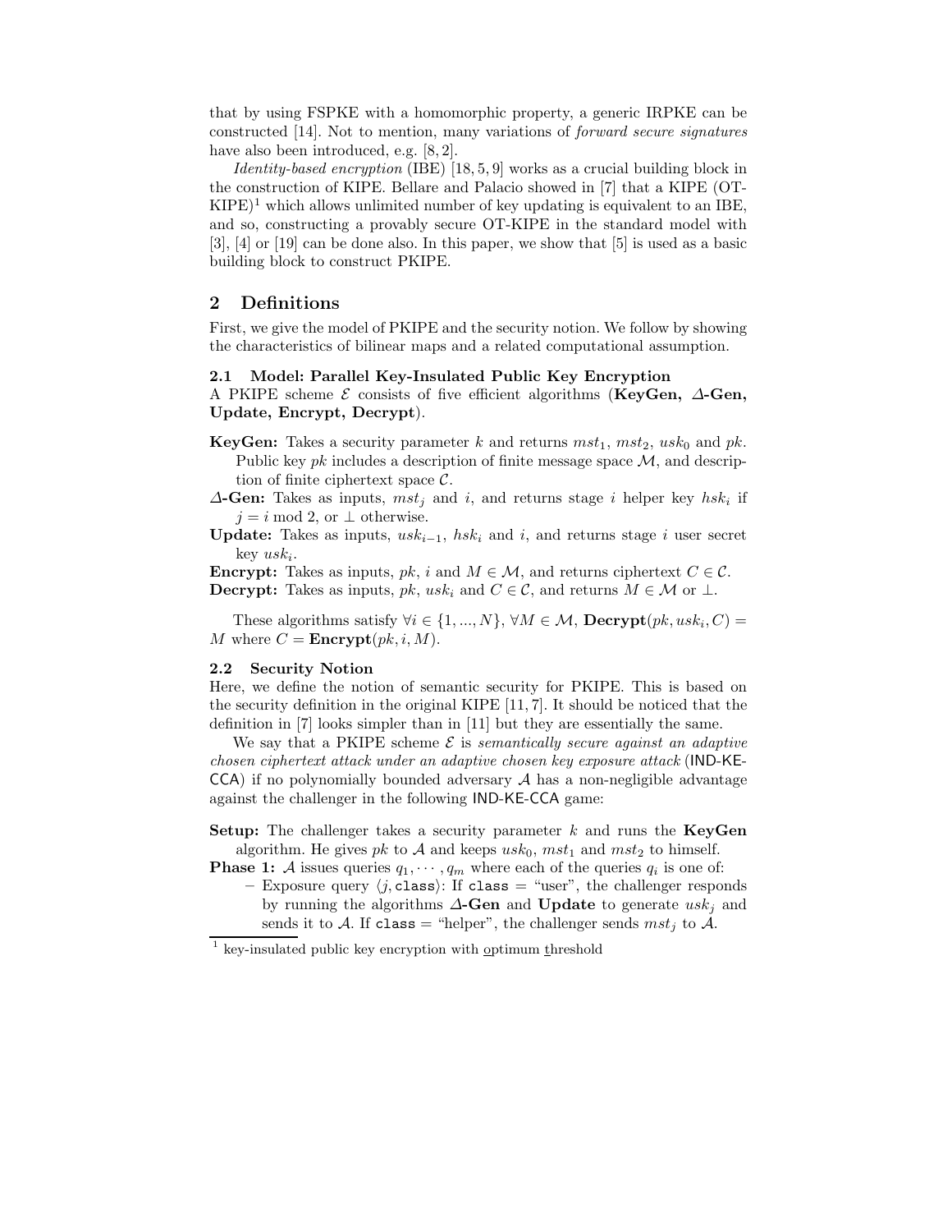that by using FSPKE with a homomorphic property, a generic IRPKE can be constructed [14]. Not to mention, many variations of *forward secure signatures* have also been introduced, e.g. [8, 2].

*Identity-based encryption* (IBE) [18, 5, 9] works as a crucial building block in the construction of KIPE. Bellare and Palacio showed in [7] that a KIPE (OT-KIPE)[1] which allows unlimited number of key updating is equivalent to an IBE, and so, constructing a provably secure OT-KIPE in the standard model with [3], [4] or [19] can be done also. In this paper, we show that [5] is used as a basic building block to construct PKIPE.

## 2 Definitions

First, we give the model of PKIPE and the security notion. We follow by showing the characteristics of bilinear maps and a related computational assumption.

### 2.1 Model: Parallel Key-Insulated Public Key Encryption

A PKIPE scheme $\mathcal{E}$ consists of five efficient algorithms (**KeyGen, $\Delta$-Gen, Update, Encrypt, Decrypt**).

- **KeyGen:** Takes a security parameter $k$ and returns $mst_1$, $mst_2$, $usk_0$ and $pk$. Public key $pk$ includes a description of finite message space $\mathcal{M}$, and description of finite ciphertext space $\mathcal{C}$.
- **$\Delta$-Gen:** Takes as inputs, $mst_j$ and $i$, and returns stage $i$ helper key $hsk_i$ if $j = i \bmod 2$, or $\perp$ otherwise.
- **Update:** Takes as inputs, $usk_{i-1}$, $hsk_i$ and $i$, and returns stage $i$ user secret key $usk_i$.
- **Encrypt:** Takes as inputs, $pk$, $i$ and $M \in \mathcal{M}$, and returns ciphertext $C \in \mathcal{C}$.
- **Decrypt:** Takes as inputs, $pk$, $usk_i$ and $C \in \mathcal{C}$, and returns $M \in \mathcal{M}$ or $\perp$.

These algorithms satisfy $\forall i \in \{1, ..., N\}$, $\forall M \in \mathcal{M}$, $\mathbf{Decrypt}(pk, usk_i, C) = M$ where $C = \mathbf{Encrypt}(pk, i, M)$.

### 2.2 Security Notion

Here, we define the notion of semantic security for PKIPE. This is based on the security definition in the original KIPE [11, 7]. It should be noticed that the definition in [7] looks simpler than in [11] but they are essentially the same.

We say that a PKIPE scheme $\mathcal{E}$ is *semantically secure against an adaptive chosen ciphertext attack under an adaptive chosen key exposure attack* (IND-KE-CCA) if no polynomially bounded adversary $\mathcal{A}$ has a non-negligible advantage against the challenger in the following IND-KE-CCA game:

**Setup:** The challenger takes a security parameter $k$ and runs the **KeyGen** algorithm. He gives $pk$ to $\mathcal{A}$ and keeps $usk_0$, $mst_1$ and $mst_2$ to himself.

**Phase 1:** $\mathcal{A}$ issues queries $q_1, \cdots, q_m$ where each of the queries $q_i$ is one of:

- Exposure query $\langle j, \texttt{class} \rangle$: If `class` = "user", the challenger responds by running the algorithms **$\Delta$-Gen** and **Update** to generate $usk_j$ and sends it to $\mathcal{A}$. If `class` = "helper", the challenger sends $mst_j$ to $\mathcal{A}$.

[1] key-insulated public key encryption with optimum threshold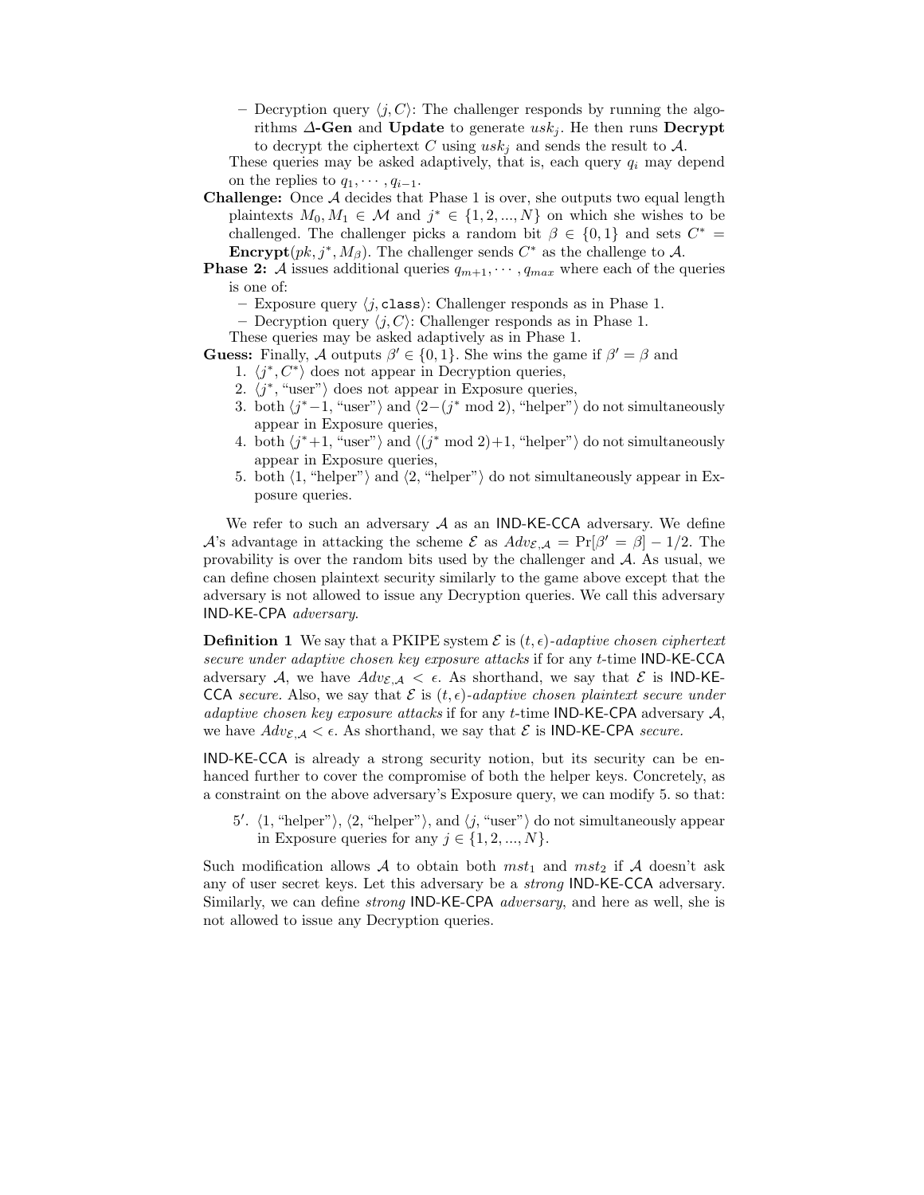- Decryption query $\langle j, C\rangle$: The challenger responds by running the algorithms **$\Delta$-Gen** and **Update** to generate $usk_j$. He then runs **Decrypt** to decrypt the ciphertext $C$ using $usk_j$ and sends the result to $\mathcal{A}$.

  These queries may be asked adaptively, that is, each query $q_i$ may depend on the replies to $q_1, \cdots, q_{i-1}$.

**Challenge:** Once $\mathcal{A}$ decides that Phase 1 is over, she outputs two equal length plaintexts $M_0, M_1 \in \mathcal{M}$ and $j^* \in \{1, 2, ..., N\}$ on which she wishes to be challenged. The challenger picks a random bit $\beta \in \{0, 1\}$ and sets $C^* =$ **Encrypt**$(pk, j^*, M_\beta)$. The challenger sends $C^*$ as the challenge to $\mathcal{A}$.

**Phase 2:** $\mathcal{A}$ issues additional queries $q_{m+1}, \cdots, q_{max}$ where each of the queries is one of:

  - Exposure query $\langle j, \texttt{class}\rangle$: Challenger responds as in Phase 1.
  - Decryption query $\langle j, C\rangle$: Challenger responds as in Phase 1.

  These queries may be asked adaptively as in Phase 1.

**Guess:** Finally, $\mathcal{A}$ outputs $\beta' \in \{0, 1\}$. She wins the game if $\beta' = \beta$ and

  1. $\langle j^*, C^*\rangle$ does not appear in Decryption queries,
  2. $\langle j^*, \text{"user"}\rangle$ does not appear in Exposure queries,
  3. both $\langle j^*-1, \text{"user"}\rangle$ and $\langle 2-(j^* \bmod 2), \text{"helper"}\rangle$ do not simultaneously appear in Exposure queries,
  4. both $\langle j^*+1, \text{"user"}\rangle$ and $\langle (j^* \bmod 2)+1, \text{"helper"}\rangle$ do not simultaneously appear in Exposure queries,
  5. both $\langle 1, \text{"helper"}\rangle$ and $\langle 2, \text{"helper"}\rangle$ do not simultaneously appear in Exposure queries.

We refer to such an adversary $\mathcal{A}$ as an IND-KE-CCA adversary. We define $\mathcal{A}$'s advantage in attacking the scheme $\mathcal{E}$ as $Adv_{\mathcal{E},\mathcal{A}} = \Pr[\beta' = \beta] - 1/2$. The provability is over the random bits used by the challenger and $\mathcal{A}$. As usual, we can define chosen plaintext security similarly to the game above except that the adversary is not allowed to issue any Decryption queries. We call this adversary IND-KE-CPA *adversary*.

**Definition 1** We say that a PKIPE system $\mathcal{E}$ is $(t, \epsilon)$-*adaptive chosen ciphertext secure under adaptive chosen key exposure attacks* if for any $t$-time IND-KE-CCA adversary $\mathcal{A}$, we have $Adv_{\mathcal{E},\mathcal{A}} < \epsilon$. As shorthand, we say that $\mathcal{E}$ is IND-KE-CCA *secure*. Also, we say that $\mathcal{E}$ is $(t, \epsilon)$-*adaptive chosen plaintext secure under adaptive chosen key exposure attacks* if for any $t$-time IND-KE-CPA adversary $\mathcal{A}$, we have $Adv_{\mathcal{E},\mathcal{A}} < \epsilon$. As shorthand, we say that $\mathcal{E}$ is IND-KE-CPA *secure.*

IND-KE-CCA is already a strong security notion, but its security can be enhanced further to cover the compromise of both the helper keys. Concretely, as a constraint on the above adversary's Exposure query, we can modify 5. so that:

  5′. $\langle 1, \text{"helper"}\rangle$, $\langle 2, \text{"helper"}\rangle$, and $\langle j, \text{"user"}\rangle$ do not simultaneously appear in Exposure queries for any $j \in \{1, 2, ..., N\}$.

Such modification allows $\mathcal{A}$ to obtain both $mst_1$ and $mst_2$ if $\mathcal{A}$ doesn't ask any of user secret keys. Let this adversary be a *strong* IND-KE-CCA adversary. Similarly, we can define *strong* IND-KE-CPA *adversary*, and here as well, she is not allowed to issue any Decryption queries.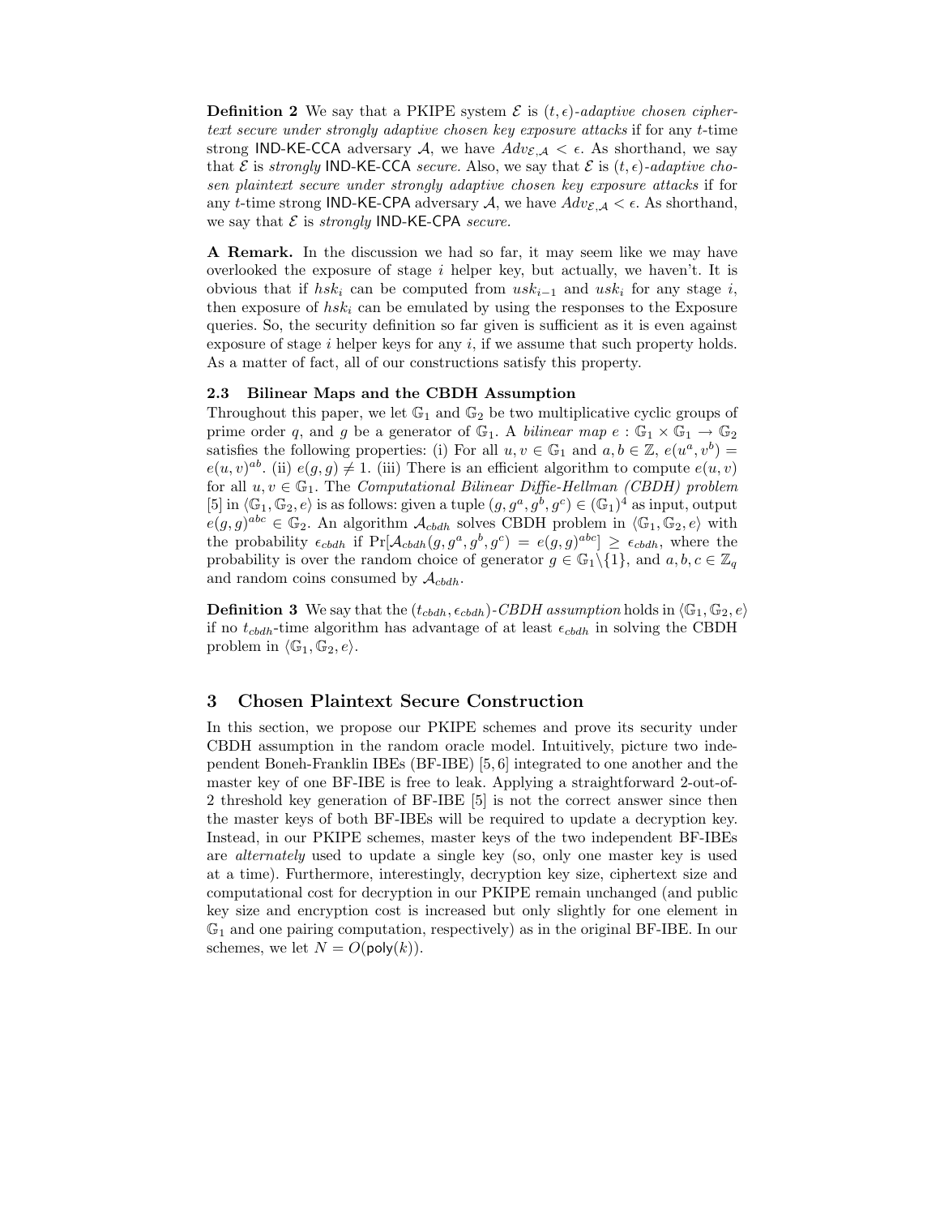**Definition 2** We say that a PKIPE system $\mathcal{E}$ is $(t, \epsilon)$-*adaptive chosen ciphertext secure under strongly adaptive chosen key exposure attacks* if for any $t$-time strong IND-KE-CCA adversary $\mathcal{A}$, we have $Adv_{\mathcal{E},\mathcal{A}} < \epsilon$. As shorthand, we say that $\mathcal{E}$ is *strongly* IND-KE-CCA *secure.* Also, we say that $\mathcal{E}$ is $(t, \epsilon)$-*adaptive chosen plaintext secure under strongly adaptive chosen key exposure attacks* if for any $t$-time strong IND-KE-CPA adversary $\mathcal{A}$, we have $Adv_{\mathcal{E},\mathcal{A}} < \epsilon$. As shorthand, we say that $\mathcal{E}$ is *strongly* IND-KE-CPA *secure.*

**A Remark.** In the discussion we had so far, it may seem like we may have overlooked the exposure of stage $i$ helper key, but actually, we haven't. It is obvious that if $hsk_i$ can be computed from $usk_{i-1}$ and $usk_i$ for any stage $i$, then exposure of $hsk_i$ can be emulated by using the responses to the Exposure queries. So, the security definition so far given is sufficient as it is even against exposure of stage $i$ helper keys for any $i$, if we assume that such property holds. As a matter of fact, all of our constructions satisfy this property.

### 2.3 Bilinear Maps and the CBDH Assumption

Throughout this paper, we let $\mathbb{G}_1$ and $\mathbb{G}_2$ be two multiplicative cyclic groups of prime order $q$, and $g$ be a generator of $\mathbb{G}_1$. A *bilinear map* $e : \mathbb{G}_1 \times \mathbb{G}_1 \rightarrow \mathbb{G}_2$ satisfies the following properties: (i) For all $u, v \in \mathbb{G}_1$ and $a, b \in \mathbb{Z}$, $e(u^a, v^b) = e(u, v)^{ab}$. (ii) $e(g, g) \neq 1$. (iii) There is an efficient algorithm to compute $e(u, v)$ for all $u, v \in \mathbb{G}_1$. The *Computational Bilinear Diffie-Hellman (CBDH) problem* [5] in $\langle \mathbb{G}_1, \mathbb{G}_2, e \rangle$ is as follows: given a tuple $(g, g^a, g^b, g^c) \in (\mathbb{G}_1)^4$ as input, output $e(g, g)^{abc} \in \mathbb{G}_2$. An algorithm $\mathcal{A}_{cbdh}$ solves CBDH problem in $\langle \mathbb{G}_1, \mathbb{G}_2, e \rangle$ with the probability $\epsilon_{cbdh}$ if $\Pr[\mathcal{A}_{cbdh}(g, g^a, g^b, g^c) = e(g, g)^{abc}] \geq \epsilon_{cbdh}$, where the probability is over the random choice of generator $g \in \mathbb{G}_1 \backslash \{1\}$, and $a, b, c \in \mathbb{Z}_q$ and random coins consumed by $\mathcal{A}_{cbdh}$.

**Definition 3** We say that the $(t_{cbdh}, \epsilon_{cbdh})$-*CBDH assumption* holds in $\langle \mathbb{G}_1, \mathbb{G}_2, e \rangle$ if no $t_{cbdh}$-time algorithm has advantage of at least $\epsilon_{cbdh}$ in solving the CBDH problem in $\langle \mathbb{G}_1, \mathbb{G}_2, e \rangle$.

## 3 Chosen Plaintext Secure Construction

In this section, we propose our PKIPE schemes and prove its security under CBDH assumption in the random oracle model. Intuitively, picture two independent Boneh-Franklin IBEs (BF-IBE) [5, 6] integrated to one another and the master key of one BF-IBE is free to leak. Applying a straightforward 2-out-of-2 threshold key generation of BF-IBE [5] is not the correct answer since then the master keys of both BF-IBEs will be required to update a decryption key. Instead, in our PKIPE schemes, master keys of the two independent BF-IBEs are *alternately* used to update a single key (so, only one master key is used at a time). Furthermore, interestingly, decryption key size, ciphertext size and computational cost for decryption in our PKIPE remain unchanged (and public key size and encryption cost is increased but only slightly for one element in $\mathbb{G}_1$ and one pairing computation, respectively) as in the original BF-IBE. In our schemes, we let $N = O(\mathsf{poly}(k))$.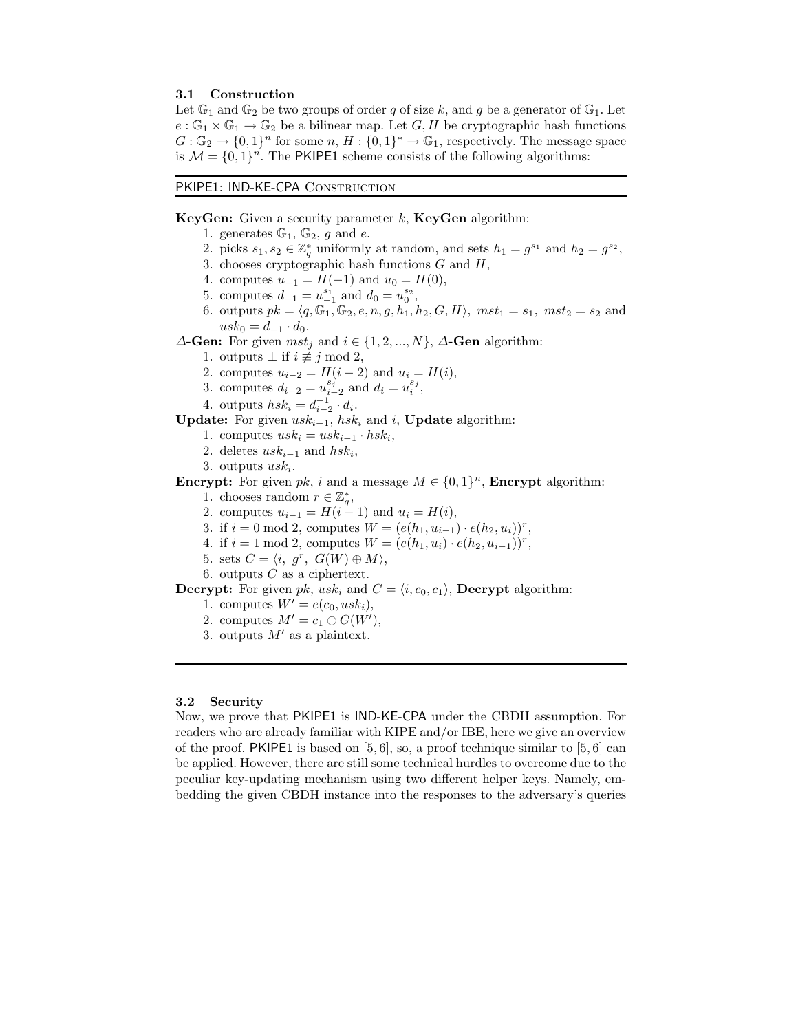### 3.1 Construction

Let $\mathbb{G}_1$ and $\mathbb{G}_2$ be two groups of order $q$ of size $k$, and $g$ be a generator of $\mathbb{G}_1$. Let $e : \mathbb{G}_1 \times \mathbb{G}_1 \rightarrow \mathbb{G}_2$ be a bilinear map. Let $G, H$ be cryptographic hash functions $G : \mathbb{G}_2 \rightarrow \{0,1\}^n$ for some $n$, $H : \{0,1\}^* \rightarrow \mathbb{G}_1$, respectively. The message space is $\mathcal{M} = \{0,1\}^n$. The PKIPE1 scheme consists of the following algorithms:

---

PKIPE1: IND-KE-CPA Construction

---

**KeyGen:** Given a security parameter $k$, **KeyGen** algorithm:

1. generates $\mathbb{G}_1$, $\mathbb{G}_2$, $g$ and $e$.
2. picks $s_1, s_2 \in \mathbb{Z}_q^*$ uniformly at random, and sets $h_1 = g^{s_1}$ and $h_2 = g^{s_2}$,
3. chooses cryptographic hash functions $G$ and $H$,
4. computes $u_{-1} = H(-1)$ and $u_0 = H(0)$,
5. computes $d_{-1} = u_{-1}^{s_1}$ and $d_0 = u_0^{s_2}$,
6. outputs $pk = \langle q, \mathbb{G}_1, \mathbb{G}_2, e, n, g, h_1, h_2, G, H \rangle$, $mst_1 = s_1$, $mst_2 = s_2$ and $usk_0 = d_{-1} \cdot d_0$.

**$\Delta$-Gen:** For given $mst_j$ and $i \in \{1, 2, ..., N\}$, **$\Delta$-Gen** algorithm:

1. outputs $\perp$ if $i \not\equiv j \bmod 2$,
2. computes $u_{i-2} = H(i-2)$ and $u_i = H(i)$,
3. computes $d_{i-2} = u_{i-2}^{s_j}$ and $d_i = u_i^{s_j}$,
4. outputs $hsk_i = d_{i-2}^{-1} \cdot d_i$.

**Update:** For given $usk_{i-1}$, $hsk_i$ and $i$, **Update** algorithm:

1. computes $usk_i = usk_{i-1} \cdot hsk_i$,
2. deletes $usk_{i-1}$ and $hsk_i$,
3. outputs $usk_i$.

**Encrypt:** For given $pk$, $i$ and a message $M \in \{0,1\}^n$, **Encrypt** algorithm:

1. chooses random $r \in \mathbb{Z}_q^*$,
2. computes $u_{i-1} = H(i-1)$ and $u_i = H(i)$,
3. if $i = 0 \bmod 2$, computes $W = (e(h_1, u_{i-1}) \cdot e(h_2, u_i))^r$,
4. if $i = 1 \bmod 2$, computes $W = (e(h_1, u_i) \cdot e(h_2, u_{i-1}))^r$,
5. sets $C = \langle i,\ g^r,\ G(W) \oplus M \rangle$,
6. outputs $C$ as a ciphertext.

**Decrypt:** For given $pk$, $usk_i$ and $C = \langle i, c_0, c_1 \rangle$, **Decrypt** algorithm:

1. computes $W' = e(c_0, usk_i)$,
2. computes $M' = c_1 \oplus G(W')$,
3. outputs $M'$ as a plaintext.

---

### 3.2 Security

Now, we prove that PKIPE1 is IND-KE-CPA under the CBDH assumption. For readers who are already familiar with KIPE and/or IBE, here we give an overview of the proof. PKIPE1 is based on [5, 6], so, a proof technique similar to [5, 6] can be applied. However, there are still some technical hurdles to overcome due to the peculiar key-updating mechanism using two different helper keys. Namely, embedding the given CBDH instance into the responses to the adversary's queries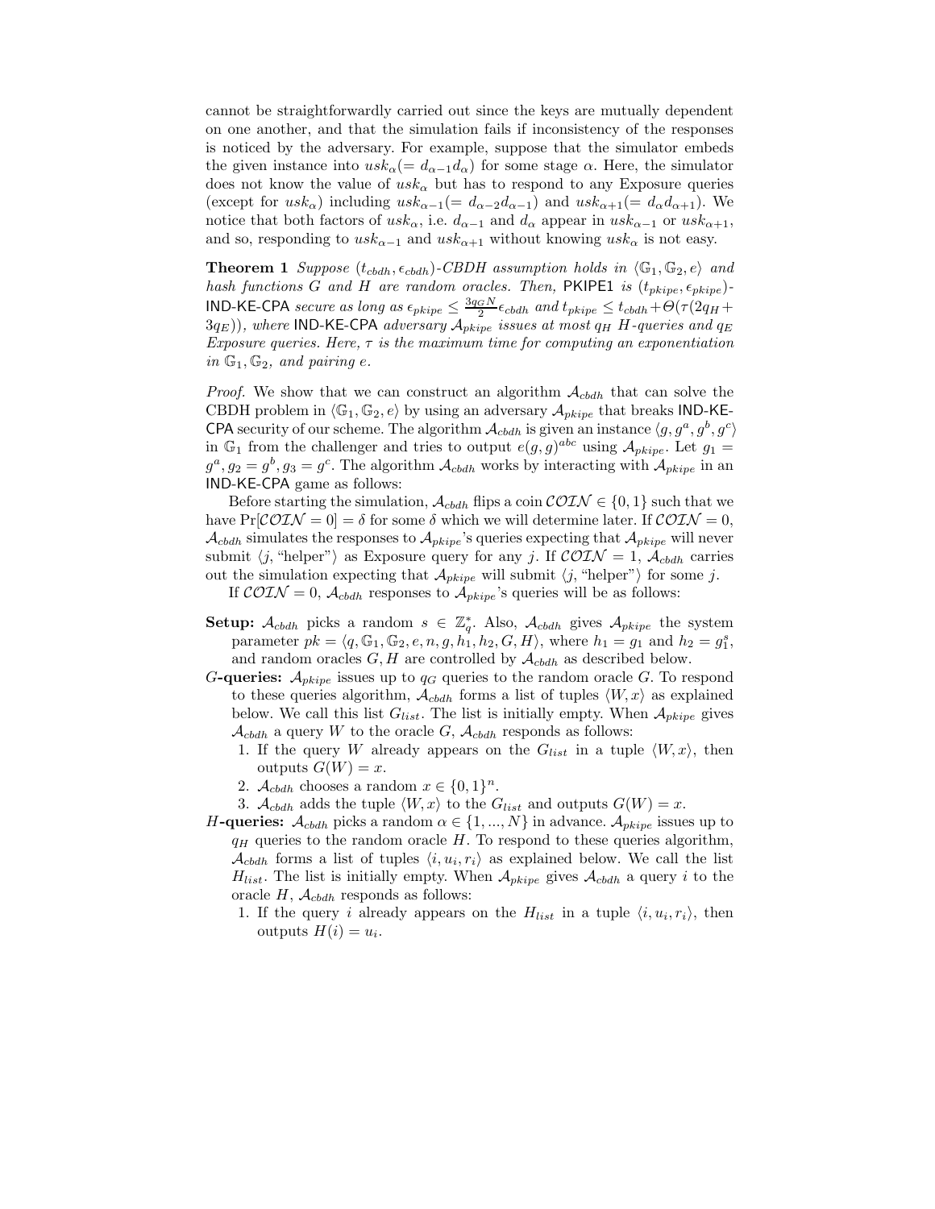cannot be straightforwardly carried out since the keys are mutually dependent on one another, and that the simulation fails if inconsistency of the responses is noticed by the adversary. For example, suppose that the simulator embeds the given instance into $usk_\alpha(= d_{\alpha-1}d_\alpha)$ for some stage $\alpha$. Here, the simulator does not know the value of $usk_\alpha$ but has to respond to any Exposure queries (except for $usk_\alpha$) including $usk_{\alpha-1}(= d_{\alpha-2}d_{\alpha-1})$ and $usk_{\alpha+1}(= d_\alpha d_{\alpha+1})$. We notice that both factors of $usk_\alpha$, i.e. $d_{\alpha-1}$ and $d_\alpha$ appear in $usk_{\alpha-1}$ or $usk_{\alpha+1}$, and so, responding to $usk_{\alpha-1}$ and $usk_{\alpha+1}$ without knowing $usk_\alpha$ is not easy.

**Theorem 1** *Suppose $(t_{cbdh}, \epsilon_{cbdh})$-CBDH assumption holds in $\langle \mathbb{G}_1, \mathbb{G}_2, e\rangle$ and hash functions $G$ and $H$ are random oracles. Then,* PKIPE1 *is $(t_{pkipe}, \epsilon_{pkipe})$-*IND-KE-CPA *secure as long as $\epsilon_{pkipe} \leq \frac{3q_G N}{2}\epsilon_{cbdh}$ and $t_{pkipe} \leq t_{cbdh} + \Theta(\tau(2q_H + 3q_E))$, where* IND-KE-CPA *adversary $\mathcal{A}_{pkipe}$ issues at most $q_H$ $H$-queries and $q_E$ Exposure queries. Here, $\tau$ is the maximum time for computing an exponentiation in $\mathbb{G}_1, \mathbb{G}_2$, and pairing $e$.*

*Proof.* We show that we can construct an algorithm $\mathcal{A}_{cbdh}$ that can solve the CBDH problem in $\langle \mathbb{G}_1, \mathbb{G}_2, e\rangle$ by using an adversary $\mathcal{A}_{pkipe}$ that breaks IND-KE-CPA security of our scheme. The algorithm $\mathcal{A}_{cbdh}$ is given an instance $\langle g, g^a, g^b, g^c\rangle$ in $\mathbb{G}_1$ from the challenger and tries to output $e(g,g)^{abc}$ using $\mathcal{A}_{pkipe}$. Let $g_1 = g^a, g_2 = g^b, g_3 = g^c$. The algorithm $\mathcal{A}_{cbdh}$ works by interacting with $\mathcal{A}_{pkipe}$ in an IND-KE-CPA game as follows:

Before starting the simulation, $\mathcal{A}_{cbdh}$ flips a coin $\mathcal{COIN} \in \{0,1\}$ such that we have $\Pr[\mathcal{COIN} = 0] = \delta$ for some $\delta$ which we will determine later. If $\mathcal{COIN} = 0$, $\mathcal{A}_{cbdh}$ simulates the responses to $\mathcal{A}_{pkipe}$'s queries expecting that $\mathcal{A}_{pkipe}$ will never submit $\langle j, \text{"helper"}\rangle$ as Exposure query for any $j$. If $\mathcal{COIN} = 1$, $\mathcal{A}_{cbdh}$ carries out the simulation expecting that $\mathcal{A}_{pkipe}$ will submit $\langle j, \text{"helper"}\rangle$ for some $j$.

If $\mathcal{COIN} = 0$, $\mathcal{A}_{cbdh}$ responses to $\mathcal{A}_{pkipe}$'s queries will be as follows:

**Setup:** $\mathcal{A}_{cbdh}$ picks a random $s \in \mathbb{Z}_q^*$. Also, $\mathcal{A}_{cbdh}$ gives $\mathcal{A}_{pkipe}$ the system parameter $pk = \langle q, \mathbb{G}_1, \mathbb{G}_2, e, n, g, h_1, h_2, G, H\rangle$, where $h_1 = g_1$ and $h_2 = g_1^s$, and random oracles $G, H$ are controlled by $\mathcal{A}_{cbdh}$ as described below.

**$G$-queries:** $\mathcal{A}_{pkipe}$ issues up to $q_G$ queries to the random oracle $G$. To respond to these queries algorithm, $\mathcal{A}_{cbdh}$ forms a list of tuples $\langle W, x\rangle$ as explained below. We call this list $G_{list}$. The list is initially empty. When $\mathcal{A}_{pkipe}$ gives $\mathcal{A}_{cbdh}$ a query $W$ to the oracle $G$, $\mathcal{A}_{cbdh}$ responds as follows:

1. If the query $W$ already appears on the $G_{list}$ in a tuple $\langle W, x\rangle$, then outputs $G(W) = x$.
2. $\mathcal{A}_{cbdh}$ chooses a random $x \in \{0,1\}^n$.
3. $\mathcal{A}_{cbdh}$ adds the tuple $\langle W, x\rangle$ to the $G_{list}$ and outputs $G(W) = x$.

**$H$-queries:** $\mathcal{A}_{cbdh}$ picks a random $\alpha \in \{1, ..., N\}$ in advance. $\mathcal{A}_{pkipe}$ issues up to $q_H$ queries to the random oracle $H$. To respond to these queries algorithm, $\mathcal{A}_{cbdh}$ forms a list of tuples $\langle i, u_i, r_i\rangle$ as explained below. We call the list $H_{list}$. The list is initially empty. When $\mathcal{A}_{pkipe}$ gives $\mathcal{A}_{cbdh}$ a query $i$ to the oracle $H$, $\mathcal{A}_{cbdh}$ responds as follows:

1. If the query $i$ already appears on the $H_{list}$ in a tuple $\langle i, u_i, r_i\rangle$, then outputs $H(i) = u_i$.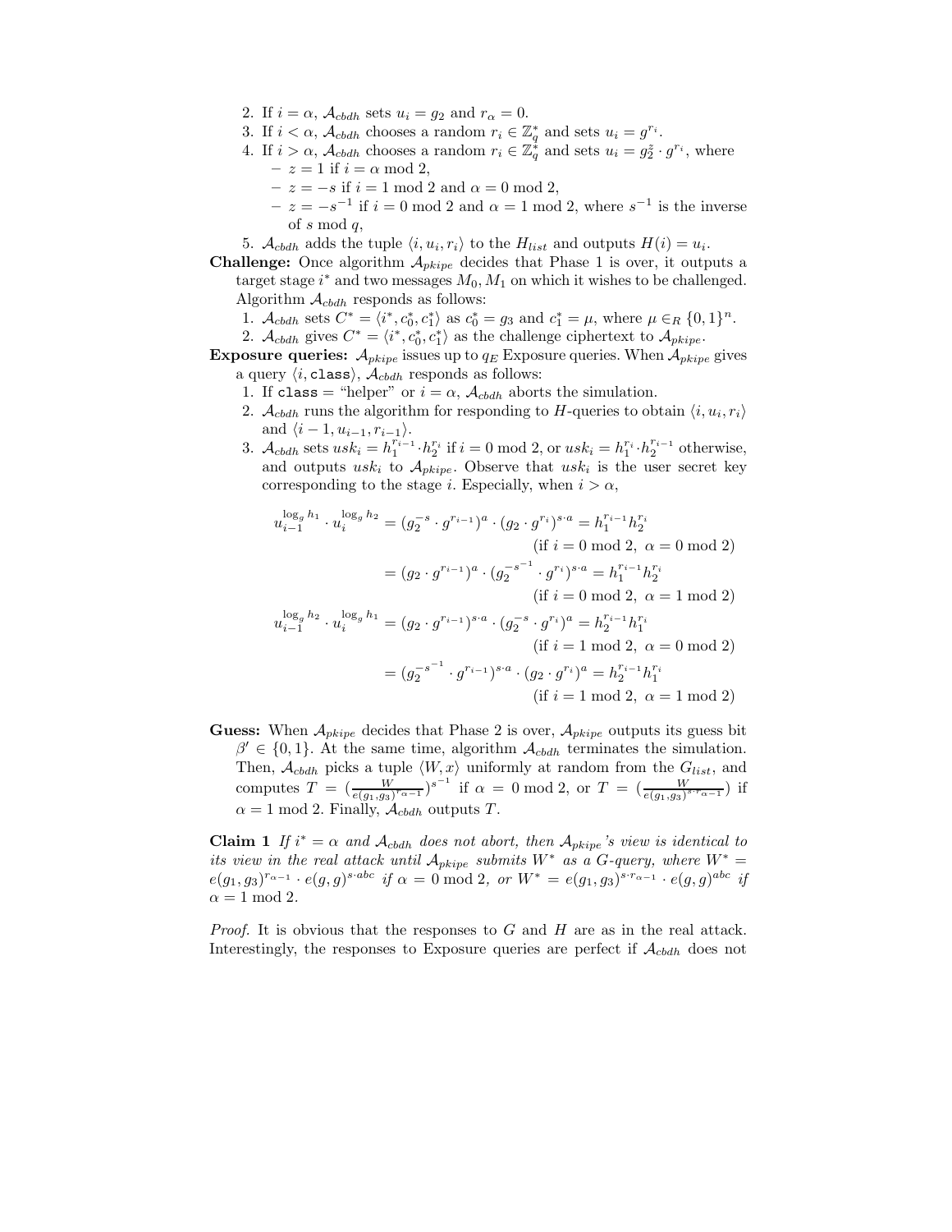2. If $i = \alpha$, $\mathcal{A}_{cbdh}$ sets $u_i = g_2$ and $r_\alpha = 0$.
3. If $i < \alpha$, $\mathcal{A}_{cbdh}$ chooses a random $r_i \in \mathbb{Z}_q^*$ and sets $u_i = g^{r_i}$.
4. If $i > \alpha$, $\mathcal{A}_{cbdh}$ chooses a random $r_i \in \mathbb{Z}_q^*$ and sets $u_i = g_2^z \cdot g^{r_i}$, where
   - $z = 1$ if $i = \alpha \bmod 2$,
   - $z = -s$ if $i = 1 \bmod 2$ and $\alpha = 0 \bmod 2$,
   - $z = -s^{-1}$ if $i = 0 \bmod 2$ and $\alpha = 1 \bmod 2$, where $s^{-1}$ is the inverse of $s \bmod q$,
5. $\mathcal{A}_{cbdh}$ adds the tuple $\langle i, u_i, r_i \rangle$ to the $H_{list}$ and outputs $H(i) = u_i$.

**Challenge:** Once algorithm $\mathcal{A}_{pkipe}$ decides that Phase 1 is over, it outputs a target stage $i^*$ and two messages $M_0, M_1$ on which it wishes to be challenged. Algorithm $\mathcal{A}_{cbdh}$ responds as follows:

1. $\mathcal{A}_{cbdh}$ sets $C^* = \langle i^*, c_0^*, c_1^* \rangle$ as $c_0^* = g_3$ and $c_1^* = \mu$, where $\mu \in_R \{0,1\}^n$.
2. $\mathcal{A}_{cbdh}$ gives $C^* = \langle i^*, c_0^*, c_1^* \rangle$ as the challenge ciphertext to $\mathcal{A}_{pkipe}$.

**Exposure queries:** $\mathcal{A}_{pkipe}$ issues up to $q_E$ Exposure queries. When $\mathcal{A}_{pkipe}$ gives a query $\langle i, \texttt{class} \rangle$, $\mathcal{A}_{cbdh}$ responds as follows:

1. If class = "helper" or $i = \alpha$, $\mathcal{A}_{cbdh}$ aborts the simulation.
2. $\mathcal{A}_{cbdh}$ runs the algorithm for responding to $H$-queries to obtain $\langle i, u_i, r_i \rangle$ and $\langle i-1, u_{i-1}, r_{i-1} \rangle$.
3. $\mathcal{A}_{cbdh}$ sets $usk_i = h_1^{r_{i-1}} \cdot h_2^{r_i}$ if $i = 0 \bmod 2$, or $usk_i = h_1^{r_i} \cdot h_2^{r_{i-1}}$ otherwise, and outputs $usk_i$ to $\mathcal{A}_{pkipe}$. Observe that $usk_i$ is the user secret key corresponding to the stage $i$. Especially, when $i > \alpha$,

$$
\begin{aligned}
u_{i-1}^{\log_g h_1} \cdot u_i^{\log_g h_2} &= (g_2^{-s} \cdot g^{r_{i-1}})^a \cdot (g_2 \cdot g^{r_i})^{s \cdot a} = h_1^{r_{i-1}} h_2^{r_i} \\
&\qquad\qquad (\text{if } i = 0 \bmod 2,\ \alpha = 0 \bmod 2) \\
&= (g_2 \cdot g^{r_{i-1}})^a \cdot (g_2^{-s^{-1}} \cdot g^{r_i})^{s \cdot a} = h_1^{r_{i-1}} h_2^{r_i} \\
&\qquad\qquad (\text{if } i = 0 \bmod 2,\ \alpha = 1 \bmod 2) \\
u_{i-1}^{\log_g h_2} \cdot u_i^{\log_g h_1} &= (g_2 \cdot g^{r_{i-1}})^{s \cdot a} \cdot (g_2^{-s} \cdot g^{r_i})^a = h_2^{r_{i-1}} h_1^{r_i} \\
&\qquad\qquad (\text{if } i = 1 \bmod 2,\ \alpha = 0 \bmod 2) \\
&= (g_2^{-s^{-1}} \cdot g^{r_{i-1}})^{s \cdot a} \cdot (g_2 \cdot g^{r_i})^a = h_2^{r_{i-1}} h_1^{r_i} \\
&\qquad\qquad (\text{if } i = 1 \bmod 2,\ \alpha = 1 \bmod 2)
\end{aligned}
$$

**Guess:** When $\mathcal{A}_{pkipe}$ decides that Phase 2 is over, $\mathcal{A}_{pkipe}$ outputs its guess bit $\beta' \in \{0,1\}$. At the same time, algorithm $\mathcal{A}_{cbdh}$ terminates the simulation. Then, $\mathcal{A}_{cbdh}$ picks a tuple $\langle W, x \rangle$ uniformly at random from the $G_{list}$, and computes $T = (\frac{W}{e(g_1,g_3)^{r_{\alpha-1}}})^{s^{-1}}$ if $\alpha = 0 \bmod 2$, or $T = (\frac{W}{e(g_1,g_3)^{s \cdot r_{\alpha-1}}})$ if $\alpha = 1 \bmod 2$. Finally, $\mathcal{A}_{cbdh}$ outputs $T$.

**Claim 1** *If $i^* = \alpha$ and $\mathcal{A}_{cbdh}$ does not abort, then $\mathcal{A}_{pkipe}$'s view is identical to its view in the real attack until $\mathcal{A}_{pkipe}$ submits $W^*$ as a G-query, where $W^* = e(g_1, g_3)^{r_{\alpha-1}} \cdot e(g,g)^{s \cdot abc}$ if $\alpha = 0 \bmod 2$, or $W^* = e(g_1, g_3)^{s \cdot r_{\alpha-1}} \cdot e(g,g)^{abc}$ if $\alpha = 1 \bmod 2$.*

*Proof.* It is obvious that the responses to $G$ and $H$ are as in the real attack. Interestingly, the responses to Exposure queries are perfect if $\mathcal{A}_{cbdh}$ does not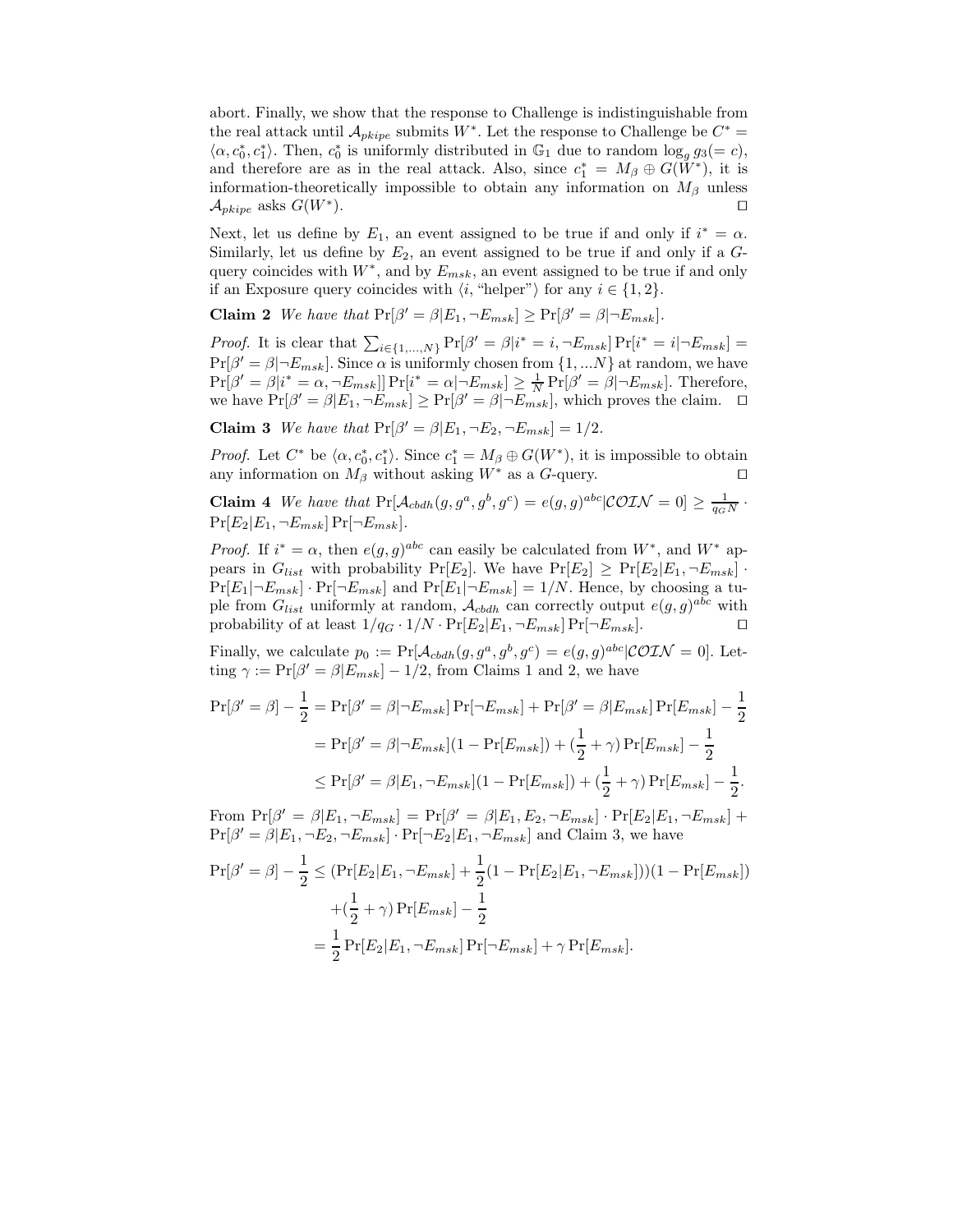abort. Finally, we show that the response to Challenge is indistinguishable from the real attack until $\mathcal{A}_{pkipe}$ submits $W^*$. Let the response to Challenge be $C^* = \langle \alpha, c_0^*, c_1^* \rangle$. Then, $c_0^*$ is uniformly distributed in $\mathbb{G}_1$ due to random $\log_g g_3 (= c)$, and therefore are as in the real attack. Also, since $c_1^* = M_\beta \oplus G(W^*)$, it is information-theoretically impossible to obtain any information on $M_\beta$ unless $\mathcal{A}_{pkipe}$ asks $G(W^*)$. ◻

Next, let us define by $E_1$, an event assigned to be true if and only if $i^* = \alpha$. Similarly, let us define by $E_2$, an event assigned to be true if and only if a $G$-query coincides with $W^*$, and by $E_{msk}$, an event assigned to be true if and only if an Exposure query coincides with $\langle i, \text{"helper"} \rangle$ for any $i \in \{1, 2\}$.

**Claim 2** *We have that* $\Pr[\beta' = \beta | E_1, \neg E_{msk}] \geq \Pr[\beta' = \beta | \neg E_{msk}]$.

*Proof.* It is clear that $\sum_{i \in \{1,\dots,N\}} \Pr[\beta' = \beta | i^* = i, \neg E_{msk}] \Pr[i^* = i | \neg E_{msk}] = \Pr[\beta' = \beta | \neg E_{msk}]$. Since $\alpha$ is uniformly chosen from $\{1, \dots N\}$ at random, we have $\Pr[\beta' = \beta | i^* = \alpha, \neg E_{msk}]] \Pr[i^* = \alpha | \neg E_{msk}] \geq \frac{1}{N} \Pr[\beta' = \beta | \neg E_{msk}]$. Therefore, we have $\Pr[\beta' = \beta | E_1, \neg E_{msk}] \geq \Pr[\beta' = \beta | \neg E_{msk}]$, which proves the claim. ◻

**Claim 3** *We have that* $\Pr[\beta' = \beta | E_1, \neg E_2, \neg E_{msk}] = 1/2$.

*Proof.* Let $C^*$ be $\langle \alpha, c_0^*, c_1^* \rangle$. Since $c_1^* = M_\beta \oplus G(W^*)$, it is impossible to obtain any information on $M_\beta$ without asking $W^*$ as a $G$-query. ◻

**Claim 4** *We have that* $\Pr[\mathcal{A}_{cbdh}(g, g^a, g^b, g^c) = e(g,g)^{abc} | \mathcal{COIN} = 0] \geq \frac{1}{q_G N} \cdot \Pr[E_2 | E_1, \neg E_{msk}] \Pr[\neg E_{msk}]$.

*Proof.* If $i^* = \alpha$, then $e(g,g)^{abc}$ can easily be calculated from $W^*$, and $W^*$ appears in $G_{list}$ with probability $\Pr[E_2]$. We have $\Pr[E_2] \geq \Pr[E_2 | E_1, \neg E_{msk}] \cdot \Pr[E_1 | \neg E_{msk}] \cdot \Pr[\neg E_{msk}]$ and $\Pr[E_1 | \neg E_{msk}] = 1/N$. Hence, by choosing a tuple from $G_{list}$ uniformly at random, $\mathcal{A}_{cbdh}$ can correctly output $e(g,g)^{abc}$ with probability of at least $1/q_G \cdot 1/N \cdot \Pr[E_2 | E_1, \neg E_{msk}] \Pr[\neg E_{msk}]$. ◻

Finally, we calculate $p_0 := \Pr[\mathcal{A}_{cbdh}(g, g^a, g^b, g^c) = e(g,g)^{abc} | \mathcal{COIN} = 0]$. Letting $\gamma := \Pr[\beta' = \beta | E_{msk}] - 1/2$, from Claims 1 and 2, we have

$$
\begin{aligned}
\Pr[\beta' = \beta] - \frac{1}{2} &= \Pr[\beta' = \beta | \neg E_{msk}] \Pr[\neg E_{msk}] + \Pr[\beta' = \beta | E_{msk}] \Pr[E_{msk}] - \frac{1}{2} \\
&= \Pr[\beta' = \beta | \neg E_{msk}] (1 - \Pr[E_{msk}]) + (\frac{1}{2} + \gamma) \Pr[E_{msk}] - \frac{1}{2} \\
&\leq \Pr[\beta' = \beta | E_1, \neg E_{msk}] (1 - \Pr[E_{msk}]) + (\frac{1}{2} + \gamma) \Pr[E_{msk}] - \frac{1}{2}.
\end{aligned}
$$

From $\Pr[\beta' = \beta | E_1, \neg E_{msk}] = \Pr[\beta' = \beta | E_1, E_2, \neg E_{msk}] \cdot \Pr[E_2 | E_1, \neg E_{msk}] + \Pr[\beta' = \beta | E_1, \neg E_2, \neg E_{msk}] \cdot \Pr[\neg E_2 | E_1, \neg E_{msk}]$ and Claim 3, we have

$$
\begin{aligned}
\Pr[\beta' = \beta] - \frac{1}{2} &\leq (\Pr[E_2 | E_1, \neg E_{msk}] + \frac{1}{2}(1 - \Pr[E_2 | E_1, \neg E_{msk}]))(1 - \Pr[E_{msk}]) \\
&\quad + (\frac{1}{2} + \gamma) \Pr[E_{msk}] - \frac{1}{2} \\
&= \frac{1}{2} \Pr[E_2 | E_1, \neg E_{msk}] \Pr[\neg E_{msk}] + \gamma \Pr[E_{msk}].
\end{aligned}
$$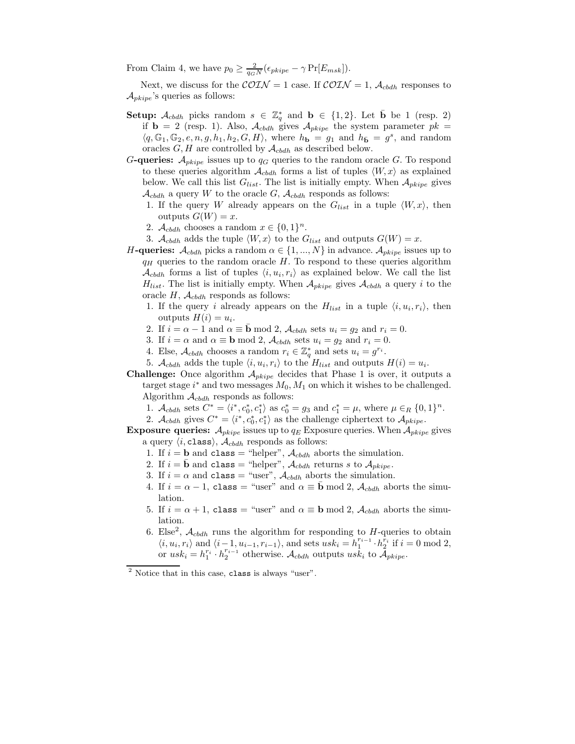From Claim 4, we have $p_0 \geq \frac{2}{q_G N}(\epsilon_{pkipe} - \gamma \Pr[E_{msk}])$.

Next, we discuss for the $\mathcal{COIN} = 1$ case. If $\mathcal{COIN} = 1$, $\mathcal{A}_{cbdh}$ responses to $\mathcal{A}_{pkipe}$'s queries as follows:

- **Setup:** $\mathcal{A}_{cbdh}$ picks random $s \in \mathbb{Z}_q^*$ and $\mathbf{b} \in \{1,2\}$. Let $\bar{\mathbf{b}}$ be 1 (resp. 2) if $\mathbf{b} = 2$ (resp. 1). Also, $\mathcal{A}_{cbdh}$ gives $\mathcal{A}_{pkipe}$ the system parameter $pk = \langle q, \mathbb{G}_1, \mathbb{G}_2, e, n, g, h_1, h_2, G, H \rangle$, where $h_{\mathbf{b}} = g_1$ and $h_{\bar{\mathbf{b}}} = g^s$, and random oracles $G, H$ are controlled by $\mathcal{A}_{cbdh}$ as described below.
- **$G$-queries:** $\mathcal{A}_{pkipe}$ issues up to $q_G$ queries to the random oracle $G$. To respond to these queries algorithm $\mathcal{A}_{cbdh}$ forms a list of tuples $\langle W, x \rangle$ as explained below. We call this list $G_{list}$. The list is initially empty. When $\mathcal{A}_{pkipe}$ gives $\mathcal{A}_{cbdh}$ a query $W$ to the oracle $G$, $\mathcal{A}_{cbdh}$ responds as follows:
  1. If the query $W$ already appears on the $G_{list}$ in a tuple $\langle W, x \rangle$, then outputs $G(W) = x$.
  2. $\mathcal{A}_{cbdh}$ chooses a random $x \in \{0,1\}^n$.
  3. $\mathcal{A}_{cbdh}$ adds the tuple $\langle W, x \rangle$ to the $G_{list}$ and outputs $G(W) = x$.
- **$H$-queries:** $\mathcal{A}_{cbdh}$ picks a random $\alpha \in \{1, ..., N\}$ in advance. $\mathcal{A}_{pkipe}$ issues up to $q_H$ queries to the random oracle $H$. To respond to these queries algorithm $\mathcal{A}_{cbdh}$ forms a list of tuples $\langle i, u_i, r_i \rangle$ as explained below. We call the list $H_{list}$. The list is initially empty. When $\mathcal{A}_{pkipe}$ gives $\mathcal{A}_{cbdh}$ a query $i$ to the oracle $H$, $\mathcal{A}_{cbdh}$ responds as follows:
  1. If the query $i$ already appears on the $H_{list}$ in a tuple $\langle i, u_i, r_i \rangle$, then outputs $H(i) = u_i$.
  2. If $i = \alpha - 1$ and $\alpha \equiv \bar{\mathbf{b}} \bmod 2$, $\mathcal{A}_{cbdh}$ sets $u_i = g_2$ and $r_i = 0$.
  3. If $i = \alpha$ and $\alpha \equiv \mathbf{b} \bmod 2$, $\mathcal{A}_{cbdh}$ sets $u_i = g_2$ and $r_i = 0$.
  4. Else, $\mathcal{A}_{cbdh}$ chooses a random $r_i \in \mathbb{Z}_q^*$ and sets $u_i = g^{r_i}$.
  5. $\mathcal{A}_{cbdh}$ adds the tuple $\langle i, u_i, r_i \rangle$ to the $H_{list}$ and outputs $H(i) = u_i$.
- **Challenge:** Once algorithm $\mathcal{A}_{pkipe}$ decides that Phase 1 is over, it outputs a target stage $i^*$ and two messages $M_0, M_1$ on which it wishes to be challenged. Algorithm $\mathcal{A}_{cbdh}$ responds as follows:
  1. $\mathcal{A}_{cbdh}$ sets $C^* = \langle i^*, c_0^*, c_1^* \rangle$ as $c_0^* = g_3$ and $c_1^* = \mu$, where $\mu \in_R \{0,1\}^n$.
  2. $\mathcal{A}_{cbdh}$ gives $C^* = \langle i^*, c_0^*, c_1^* \rangle$ as the challenge ciphertext to $\mathcal{A}_{pkipe}$.
- **Exposure queries:** $\mathcal{A}_{pkipe}$ issues up to $q_E$ Exposure queries. When $\mathcal{A}_{pkipe}$ gives a query $\langle i, \texttt{class} \rangle$, $\mathcal{A}_{cbdh}$ responds as follows:
  1. If $i = \mathbf{b}$ and $\texttt{class}$ = "helper", $\mathcal{A}_{cbdh}$ aborts the simulation.
  2. If $i = \bar{\mathbf{b}}$ and $\texttt{class}$ = "helper", $\mathcal{A}_{cbdh}$ returns $s$ to $\mathcal{A}_{pkipe}$.
  3. If $i = \alpha$ and $\texttt{class}$ = "user", $\mathcal{A}_{cbdh}$ aborts the simulation.
  4. If $i = \alpha - 1$, $\texttt{class}$ = "user" and $\alpha \equiv \bar{\mathbf{b}} \bmod 2$, $\mathcal{A}_{cbdh}$ aborts the simulation.
  5. If $i = \alpha + 1$, $\texttt{class}$ = "user" and $\alpha \equiv \mathbf{b} \bmod 2$, $\mathcal{A}_{cbdh}$ aborts the simulation.
  6. Else[2], $\mathcal{A}_{cbdh}$ runs the algorithm for responding to $H$-queries to obtain $\langle i, u_i, r_i \rangle$ and $\langle i-1, u_{i-1}, r_{i-1} \rangle$, and sets $usk_i = h_1^{r_{i-1}} \cdot h_2^{r_i}$ if $i = 0 \bmod 2$, or $usk_i = h_1^{r_i} \cdot h_2^{r_{i-1}}$ otherwise. $\mathcal{A}_{cbdh}$ outputs $usk_i$ to $\mathcal{A}_{pkipe}$.

---

[2] Notice that in this case, $\texttt{class}$ is always "user".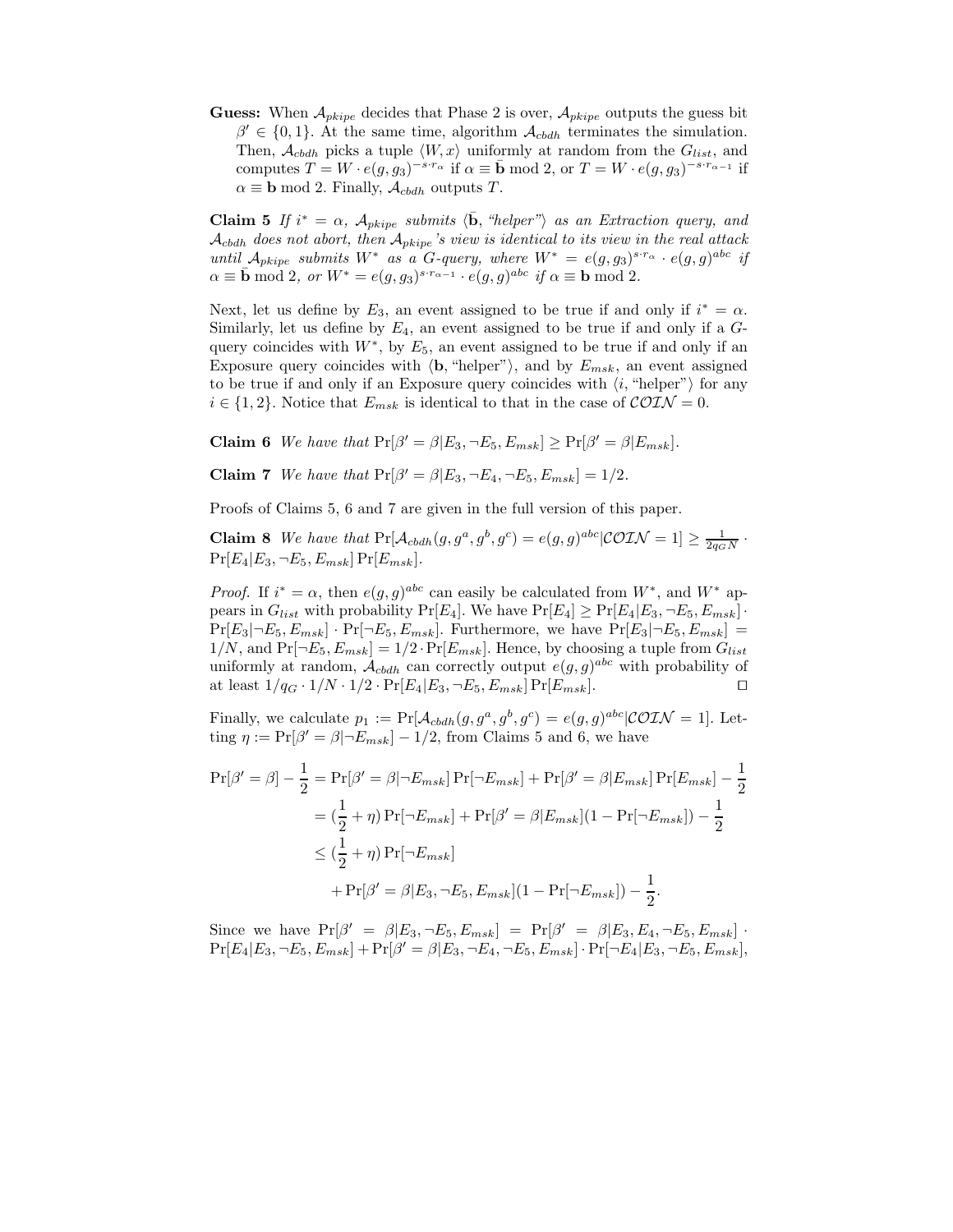**Guess:** When $\mathcal{A}_{pkipe}$ decides that Phase 2 is over, $\mathcal{A}_{pkipe}$ outputs the guess bit $\beta' \in \{0,1\}$. At the same time, algorithm $\mathcal{A}_{cbdh}$ terminates the simulation. Then, $\mathcal{A}_{cbdh}$ picks a tuple $\langle W, x \rangle$ uniformly at random from the $G_{list}$, and computes $T = W \cdot e(g, g_3)^{-s \cdot r_\alpha}$ if $\alpha \equiv \bar{\mathbf{b}} \bmod 2$, or $T = W \cdot e(g, g_3)^{-s \cdot r_{\alpha-1}}$ if $\alpha \equiv \mathbf{b} \bmod 2$. Finally, $\mathcal{A}_{cbdh}$ outputs $T$.

**Claim 5** *If $i^* = \alpha$, $\mathcal{A}_{pkipe}$ submits $\langle \bar{\mathbf{b}}, \text{"helper"} \rangle$ as an Extraction query, and $\mathcal{A}_{cbdh}$ does not abort, then $\mathcal{A}_{pkipe}$'s view is identical to its view in the real attack until $\mathcal{A}_{pkipe}$ submits $W^*$ as a G-query, where $W^* = e(g, g_3)^{s \cdot r_\alpha} \cdot e(g, g)^{abc}$ if $\alpha \equiv \bar{\mathbf{b}} \bmod 2$, or $W^* = e(g, g_3)^{s \cdot r_{\alpha-1}} \cdot e(g, g)^{abc}$ if $\alpha \equiv \mathbf{b} \bmod 2$.*

Next, let us define by $E_3$, an event assigned to be true if and only if $i^* = \alpha$. Similarly, let us define by $E_4$, an event assigned to be true if and only if a $G$-query coincides with $W^*$, by $E_5$, an event assigned to be true if and only if an Exposure query coincides with $\langle \mathbf{b}, \text{"helper"} \rangle$, and by $E_{msk}$, an event assigned to be true if and only if an Exposure query coincides with $\langle i, \text{"helper"} \rangle$ for any $i \in \{1, 2\}$. Notice that $E_{msk}$ is identical to that in the case of $\mathcal{COIN} = 0$.

**Claim 6** *We have that* $\Pr[\beta' = \beta | E_3, \neg E_5, E_{msk}] \geq \Pr[\beta' = \beta | E_{msk}]$.

**Claim 7** *We have that* $\Pr[\beta' = \beta | E_3, \neg E_4, \neg E_5, E_{msk}] = 1/2$.

Proofs of Claims 5, 6 and 7 are given in the full version of this paper.

**Claim 8** *We have that* $\Pr[\mathcal{A}_{cbdh}(g, g^a, g^b, g^c) = e(g, g)^{abc} | \mathcal{COIN} = 1] \geq \frac{1}{2q_G N} \cdot \Pr[E_4 | E_3, \neg E_5, E_{msk}] \Pr[E_{msk}]$.

*Proof.* If $i^* = \alpha$, then $e(g, g)^{abc}$ can easily be calculated from $W^*$, and $W^*$ appears in $G_{list}$ with probability $\Pr[E_4]$. We have $\Pr[E_4] \geq \Pr[E_4 | E_3, \neg E_5, E_{msk}] \cdot \Pr[E_3 | \neg E_5, E_{msk}] \cdot \Pr[\neg E_5, E_{msk}]$. Furthermore, we have $\Pr[E_3 | \neg E_5, E_{msk}] = 1/N$, and $\Pr[\neg E_5, E_{msk}] = 1/2 \cdot \Pr[E_{msk}]$. Hence, by choosing a tuple from $G_{list}$ uniformly at random, $\mathcal{A}_{cbdh}$ can correctly output $e(g, g)^{abc}$ with probability of at least $1/q_G \cdot 1/N \cdot 1/2 \cdot \Pr[E_4 | E_3, \neg E_5, E_{msk}] \Pr[E_{msk}]$. $\square$

Finally, we calculate $p_1 := \Pr[\mathcal{A}_{cbdh}(g, g^a, g^b, g^c) = e(g, g)^{abc} | \mathcal{COIN} = 1]$. Letting $\eta := \Pr[\beta' = \beta | \neg E_{msk}] - 1/2$, from Claims 5 and 6, we have

$$
\begin{aligned}
\Pr[\beta' = \beta] - \frac{1}{2} &= \Pr[\beta' = \beta | \neg E_{msk}] \Pr[\neg E_{msk}] + \Pr[\beta' = \beta | E_{msk}] \Pr[E_{msk}] - \frac{1}{2} \\
&= (\frac{1}{2} + \eta) \Pr[\neg E_{msk}] + \Pr[\beta' = \beta | E_{msk}](1 - \Pr[\neg E_{msk}]) - \frac{1}{2} \\
&\leq (\frac{1}{2} + \eta) \Pr[\neg E_{msk}] \\
&\quad + \Pr[\beta' = \beta | E_3, \neg E_5, E_{msk}](1 - \Pr[\neg E_{msk}]) - \frac{1}{2}.
\end{aligned}
$$

Since we have $\Pr[\beta' = \beta | E_3, \neg E_5, E_{msk}] = \Pr[\beta' = \beta | E_3, E_4, \neg E_5, E_{msk}] \cdot \Pr[E_4 | E_3, \neg E_5, E_{msk}] + \Pr[\beta' = \beta | E_3, \neg E_4, \neg E_5, E_{msk}] \cdot \Pr[\neg E_4 | E_3, \neg E_5, E_{msk}]$,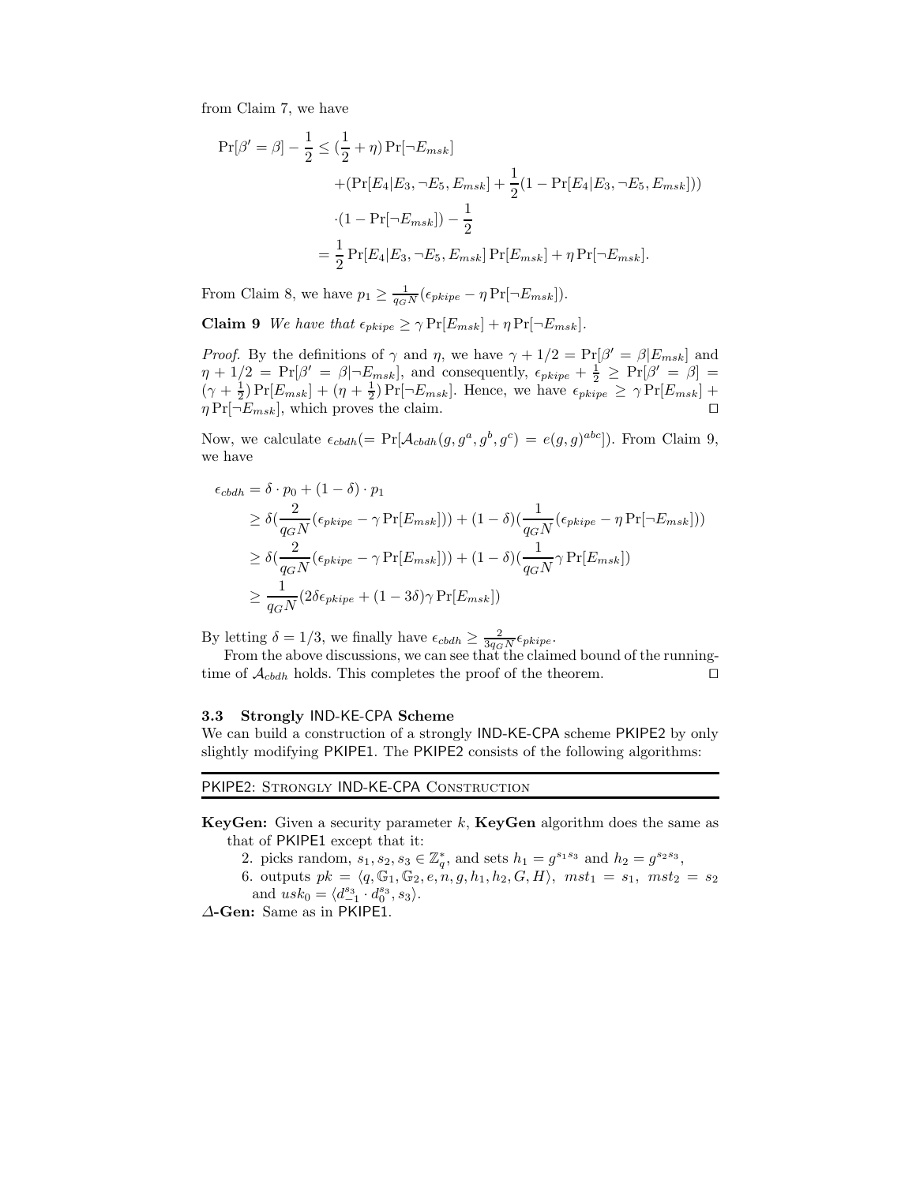from Claim 7, we have

$$
\begin{aligned}
\Pr[\beta' = \beta] - \frac{1}{2} \leq (\frac{1}{2} + \eta) \Pr[\neg E_{msk}] \\
&+ (\Pr[E_4 | E_3, \neg E_5, E_{msk}] + \frac{1}{2}(1 - \Pr[E_4 | E_3, \neg E_5, E_{msk}])) \\
&\cdot (1 - \Pr[\neg E_{msk}]) - \frac{1}{2} \\
&= \frac{1}{2} \Pr[E_4 | E_3, \neg E_5, E_{msk}] \Pr[E_{msk}] + \eta \Pr[\neg E_{msk}].
\end{aligned}
$$

From Claim 8, we have $p_1 \geq \frac{1}{q_G N}(\epsilon_{pkipe} - \eta \Pr[\neg E_{msk}])$.

**Claim 9** *We have that* $\epsilon_{pkipe} \geq \gamma \Pr[E_{msk}] + \eta \Pr[\neg E_{msk}]$.

*Proof.* By the definitions of $\gamma$ and $\eta$, we have $\gamma + 1/2 = \Pr[\beta' = \beta | E_{msk}]$ and $\eta + 1/2 = \Pr[\beta' = \beta | \neg E_{msk}]$, and consequently, $\epsilon_{pkipe} + \frac{1}{2} \geq \Pr[\beta' = \beta] = (\gamma + \frac{1}{2}) \Pr[E_{msk}] + (\eta + \frac{1}{2}) \Pr[\neg E_{msk}]$. Hence, we have $\epsilon_{pkipe} \geq \gamma \Pr[E_{msk}] + \eta \Pr[\neg E_{msk}]$, which proves the claim. ◻

Now, we calculate $\epsilon_{cbdh} (= \Pr[\mathcal{A}_{cbdh}(g, g^a, g^b, g^c) = e(g,g)^{abc}])$. From Claim 9, we have

$$
\begin{aligned}
\epsilon_{cbdh} &= \delta \cdot p_0 + (1 - \delta) \cdot p_1 \\
&\geq \delta (\frac{2}{q_G N}(\epsilon_{pkipe} - \gamma \Pr[E_{msk}])) + (1 - \delta)(\frac{1}{q_G N}(\epsilon_{pkipe} - \eta \Pr[\neg E_{msk}])) \\
&\geq \delta (\frac{2}{q_G N}(\epsilon_{pkipe} - \gamma \Pr[E_{msk}])) + (1 - \delta)(\frac{1}{q_G N} \gamma \Pr[E_{msk}]) \\
&\geq \frac{1}{q_G N}(2\delta \epsilon_{pkipe} + (1 - 3\delta)\gamma \Pr[E_{msk}])
\end{aligned}
$$

By letting $\delta = 1/3$, we finally have $\epsilon_{cbdh} \geq \frac{2}{3 q_G N} \epsilon_{pkipe}$.

From the above discussions, we can see that the claimed bound of the running-time of $\mathcal{A}_{cbdh}$ holds. This completes the proof of the theorem. ◻

### 3.3 Strongly IND-KE-CPA Scheme

We can build a construction of a strongly IND-KE-CPA scheme PKIPE2 by only slightly modifying PKIPE1. The PKIPE2 consists of the following algorithms:

---

PKIPE2: Strongly IND-KE-CPA Construction

---

**KeyGen:** Given a security parameter $k$, **KeyGen** algorithm does the same as that of PKIPE1 except that it:

2. picks random, $s_1, s_2, s_3 \in \mathbb{Z}_q^*$, and sets $h_1 = g^{s_1 s_3}$ and $h_2 = g^{s_2 s_3}$,
6. outputs $pk = \langle q, \mathbb{G}_1, \mathbb{G}_2, e, n, g, h_1, h_2, G, H \rangle$, $mst_1 = s_1$, $mst_2 = s_2$ and $usk_0 = \langle d_{-1}^{s_3} \cdot d_0^{s_3}, s_3 \rangle$.

**$\Delta$-Gen:** Same as in PKIPE1.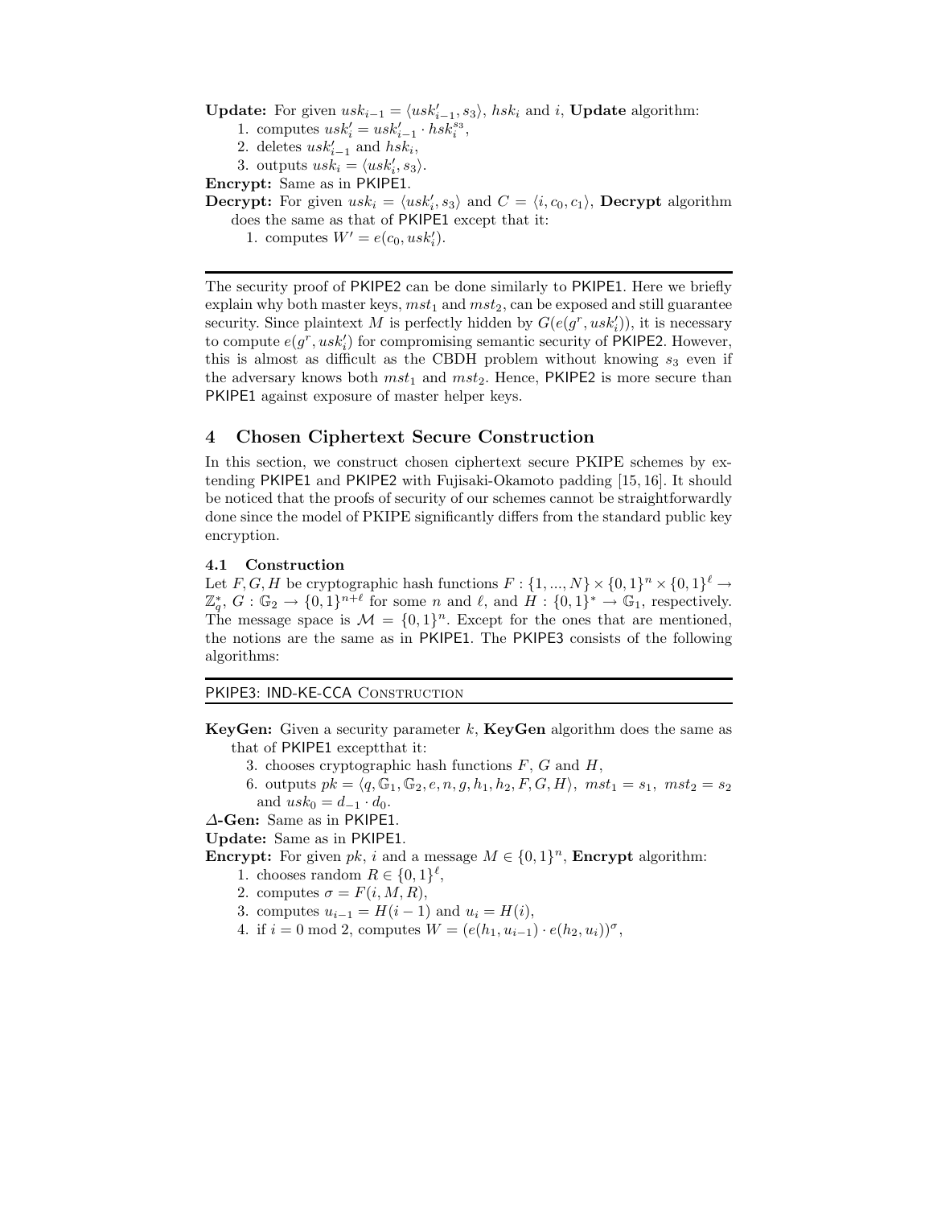**Update:** For given $usk_{i-1} = \langle usk'_{i-1}, s_3 \rangle$, $hsk_i$ and $i$, **Update** algorithm:

1. computes $usk'_i = usk'_{i-1} \cdot hsk_i^{s_3}$,
2. deletes $usk'_{i-1}$ and $hsk_i$,
3. outputs $usk_i = \langle usk'_i, s_3 \rangle$.

**Encrypt:** Same as in PKIPE1.

**Decrypt:** For given $usk_i = \langle usk'_i, s_3 \rangle$ and $C = \langle i, c_0, c_1 \rangle$, **Decrypt** algorithm does the same as that of PKIPE1 except that it:

1. computes $W' = e(c_0, usk'_i)$.

---

The security proof of PKIPE2 can be done similarly to PKIPE1. Here we briefly explain why both master keys, $mst_1$ and $mst_2$, can be exposed and still guarantee security. Since plaintext $M$ is perfectly hidden by $G(e(g^r, usk'_i))$, it is necessary to compute $e(g^r, usk'_i)$ for compromising semantic security of PKIPE2. However, this is almost as difficult as the CBDH problem without knowing $s_3$ even if the adversary knows both $mst_1$ and $mst_2$. Hence, PKIPE2 is more secure than PKIPE1 against exposure of master helper keys.

## 4 Chosen Ciphertext Secure Construction

In this section, we construct chosen ciphertext secure PKIPE schemes by extending PKIPE1 and PKIPE2 with Fujisaki-Okamoto padding [15, 16]. It should be noticed that the proofs of security of our schemes cannot be straightforwardly done since the model of PKIPE significantly differs from the standard public key encryption.

### 4.1 Construction

Let $F, G, H$ be cryptographic hash functions $F : \{1, ..., N\} \times \{0,1\}^n \times \{0,1\}^\ell \rightarrow \mathbb{Z}_q^*$, $G : \mathbb{G}_2 \rightarrow \{0,1\}^{n+\ell}$ for some $n$ and $\ell$, and $H : \{0,1\}^* \rightarrow \mathbb{G}_1$, respectively. The message space is $\mathcal{M} = \{0,1\}^n$. Except for the ones that are mentioned, the notions are the same as in PKIPE1. The PKIPE3 consists of the following algorithms:

---

PKIPE3: IND-KE-CCA Construction

---

**KeyGen:** Given a security parameter $k$, **KeyGen** algorithm does the same as that of PKIPE1 exceptthat it:

3. chooses cryptographic hash functions $F$, $G$ and $H$,
6. outputs $pk = \langle q, \mathbb{G}_1, \mathbb{G}_2, e, n, g, h_1, h_2, F, G, H \rangle$, $mst_1 = s_1$, $mst_2 = s_2$ and $usk_0 = d_{-1} \cdot d_0$.

**$\Delta$-Gen:** Same as in PKIPE1.

**Update:** Same as in PKIPE1.

**Encrypt:** For given $pk$, $i$ and a message $M \in \{0,1\}^n$, **Encrypt** algorithm:

1. chooses random $R \in \{0,1\}^\ell$,
2. computes $\sigma = F(i, M, R)$,
3. computes $u_{i-1} = H(i-1)$ and $u_i = H(i)$,
4. if $i = 0 \bmod 2$, computes $W = (e(h_1, u_{i-1}) \cdot e(h_2, u_i))^\sigma$,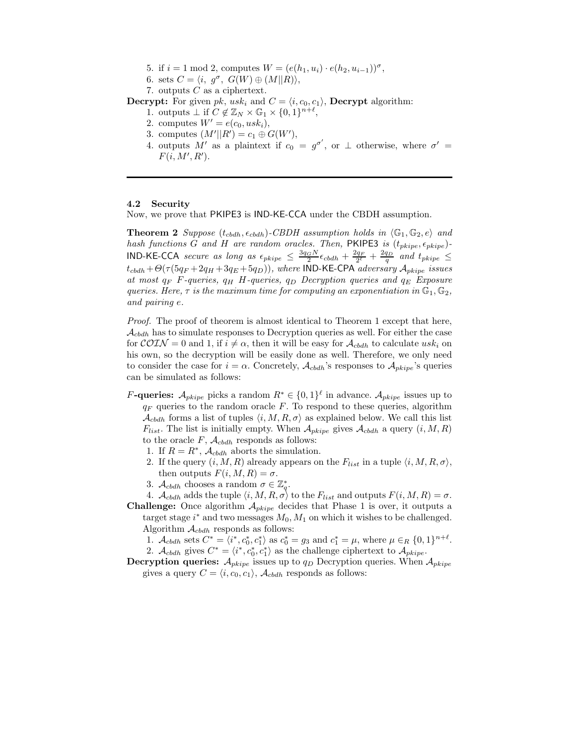5. if $i = 1 \bmod 2$, computes $W = (e(h_1, u_i) \cdot e(h_2, u_{i-1}))^\sigma$,
6. sets $C = \langle i,\ g^\sigma,\ G(W) \oplus (M\|R)\rangle$,
7. outputs $C$ as a ciphertext.

**Decrypt:** For given $pk$, $usk_i$ and $C = \langle i, c_0, c_1\rangle$, **Decrypt** algorithm:
1. outputs $\perp$ if $C \notin \mathbb{Z}_N \times \mathbb{G}_1 \times \{0,1\}^{n+\ell}$,
2. computes $W' = e(c_0, usk_i)$,
3. computes $(M'\|R') = c_1 \oplus G(W')$,
4. outputs $M'$ as a plaintext if $c_0 = g^{\sigma'}$, or $\perp$ otherwise, where $\sigma' = F(i, M', R')$.

---

### 4.2 Security

Now, we prove that PKIPE3 is IND-KE-CCA under the CBDH assumption.

**Theorem 2** *Suppose $(t_{cbdh}, \epsilon_{cbdh})$-CBDH assumption holds in $\langle \mathbb{G}_1, \mathbb{G}_2, e\rangle$ and hash functions $G$ and $H$ are random oracles. Then,* PKIPE3 *is $(t_{pkipe}, \epsilon_{pkipe})$-*IND-KE-CCA *secure as long as $\epsilon_{pkipe} \le \frac{3q_G N}{2}\epsilon_{cbdh} + \frac{2q_F}{2^\ell} + \frac{2q_D}{q}$ and $t_{pkipe} \le t_{cbdh} + \Theta(\tau(5q_F + 2q_H + 3q_E + 5q_D))$, where* IND-KE-CPA *adversary $\mathcal{A}_{pkipe}$ issues at most $q_F$ F-queries, $q_H$ H-queries, $q_D$ Decryption queries and $q_E$ Exposure queries. Here, $\tau$ is the maximum time for computing an exponentiation in $\mathbb{G}_1, \mathbb{G}_2$, and pairing $e$.*

*Proof.* The proof of theorem is almost identical to Theorem 1 except that here, $\mathcal{A}_{cbdh}$ has to simulate responses to Decryption queries as well. For either the case for $\mathcal{COIN} = 0$ and 1, if $i \ne \alpha$, then it will be easy for $\mathcal{A}_{cbdh}$ to calculate $usk_i$ on his own, so the decryption will be easily done as well. Therefore, we only need to consider the case for $i = \alpha$. Concretely, $\mathcal{A}_{cbdh}$'s responses to $\mathcal{A}_{pkipe}$'s queries can be simulated as follows:

**$F$-queries:** $\mathcal{A}_{pkipe}$ picks a random $R^* \in \{0,1\}^\ell$ in advance. $\mathcal{A}_{pkipe}$ issues up to $q_F$ queries to the random oracle $F$. To respond to these queries, algorithm $\mathcal{A}_{cbdh}$ forms a list of tuples $\langle i, M, R, \sigma\rangle$ as explained below. We call this list $F_{list}$. The list is initially empty. When $\mathcal{A}_{pkipe}$ gives $\mathcal{A}_{cbdh}$ a query $(i, M, R)$ to the oracle $F$, $\mathcal{A}_{cbdh}$ responds as follows:
1. If $R = R^*$, $\mathcal{A}_{cbdh}$ aborts the simulation.
2. If the query $(i, M, R)$ already appears on the $F_{list}$ in a tuple $\langle i, M, R, \sigma\rangle$, then outputs $F(i, M, R) = \sigma$.
3. $\mathcal{A}_{cbdh}$ chooses a random $\sigma \in \mathbb{Z}_q^*$.
4. $\mathcal{A}_{cbdh}$ adds the tuple $\langle i, M, R, \sigma\rangle$ to the $F_{list}$ and outputs $F(i, M, R) = \sigma$.

**Challenge:** Once algorithm $\mathcal{A}_{pkipe}$ decides that Phase 1 is over, it outputs a target stage $i^*$ and two messages $M_0, M_1$ on which it wishes to be challenged. Algorithm $\mathcal{A}_{cbdh}$ responds as follows:
1. $\mathcal{A}_{cbdh}$ sets $C^* = \langle i^*, c_0^*, c_1^*\rangle$ as $c_0^* = g_3$ and $c_1^* = \mu$, where $\mu \in_R \{0,1\}^{n+\ell}$.
2. $\mathcal{A}_{cbdh}$ gives $C^* = \langle i^*, c_0^*, c_1^*\rangle$ as the challenge ciphertext to $\mathcal{A}_{pkipe}$.

**Decryption queries:** $\mathcal{A}_{pkipe}$ issues up to $q_D$ Decryption queries. When $\mathcal{A}_{pkipe}$ gives a query $C = \langle i, c_0, c_1\rangle$, $\mathcal{A}_{cbdh}$ responds as follows: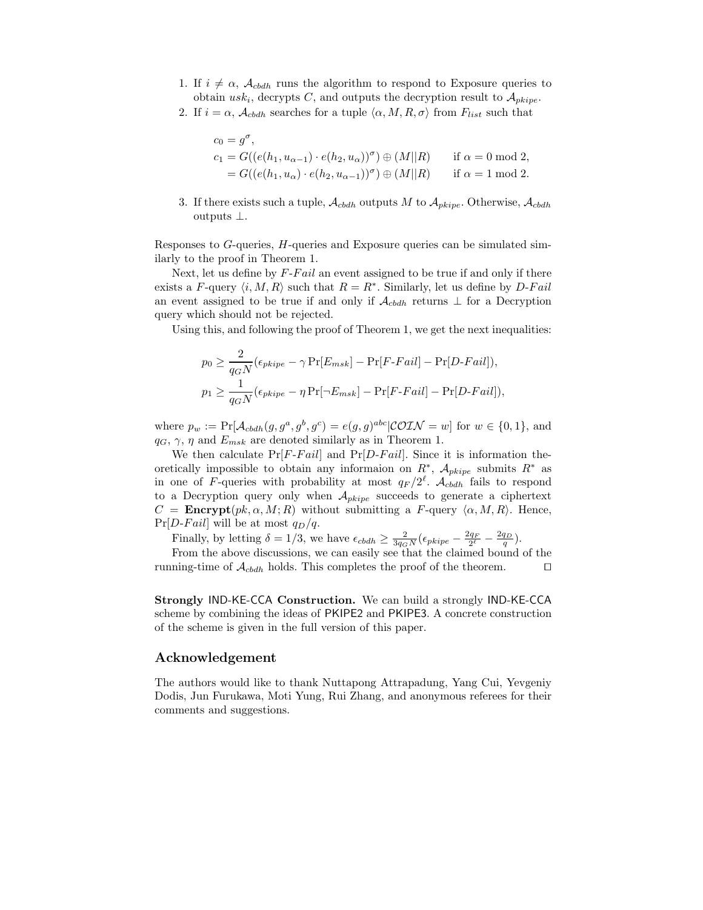1. If $i \neq \alpha$, $\mathcal{A}_{cbdh}$ runs the algorithm to respond to Exposure queries to obtain $usk_i$, decrypts $C$, and outputs the decryption result to $\mathcal{A}_{pkipe}$.
2. If $i = \alpha$, $\mathcal{A}_{cbdh}$ searches for a tuple $\langle \alpha, M, R, \sigma \rangle$ from $F_{list}$ such that

$$
\begin{aligned}
c_0 &= g^{\sigma}, \\
c_1 &= G((e(h_1, u_{\alpha-1}) \cdot e(h_2, u_{\alpha}))^{\sigma}) \oplus (M||R) \qquad \text{if } \alpha = 0 \bmod 2, \\
&= G((e(h_1, u_{\alpha}) \cdot e(h_2, u_{\alpha-1}))^{\sigma}) \oplus (M||R) \qquad \text{if } \alpha = 1 \bmod 2.
\end{aligned}
$$

3. If there exists such a tuple, $\mathcal{A}_{cbdh}$ outputs $M$ to $\mathcal{A}_{pkipe}$. Otherwise, $\mathcal{A}_{cbdh}$ outputs $\perp$.

Responses to $G$-queries, $H$-queries and Exposure queries can be simulated similarly to the proof in Theorem 1.

Next, let us define by $F\text{-}Fail$ an event assigned to be true if and only if there exists a $F$-query $\langle i, M, R \rangle$ such that $R = R^*$. Similarly, let us define by $D\text{-}Fail$ an event assigned to be true if and only if $\mathcal{A}_{cbdh}$ returns $\perp$ for a Decryption query which should not be rejected.

Using this, and following the proof of Theorem 1, we get the next inequalities:

$$
\begin{aligned}
p_0 &\geq \frac{2}{q_G N}(\epsilon_{pkipe} - \gamma \Pr[E_{msk}] - \Pr[F\text{-}Fail] - \Pr[D\text{-}Fail]), \\
p_1 &\geq \frac{1}{q_G N}(\epsilon_{pkipe} - \eta \Pr[\neg E_{msk}] - \Pr[F\text{-}Fail] - \Pr[D\text{-}Fail]),
\end{aligned}
$$

where $p_w := \Pr[\mathcal{A}_{cbdh}(g, g^a, g^b, g^c) = e(g,g)^{abc} | \mathcal{COIN} = w]$ for $w \in \{0,1\}$, and $q_G$, $\gamma$, $\eta$ and $E_{msk}$ are denoted similarly as in Theorem 1.

We then calculate $\Pr[F\text{-}Fail]$ and $\Pr[D\text{-}Fail]$. Since it is information theoretically impossible to obtain any informaion on $R^*$, $\mathcal{A}_{pkipe}$ submits $R^*$ as in one of $F$-queries with probability at most $q_F/2^{\ell}$. $\mathcal{A}_{cbdh}$ fails to respond to a Decryption query only when $\mathcal{A}_{pkipe}$ succeeds to generate a ciphertext $C = \mathbf{Encrypt}(pk, \alpha, M; R)$ without submitting a $F$-query $\langle \alpha, M, R \rangle$. Hence, $\Pr[D\text{-}Fail]$ will be at most $q_D/q$.

Finally, by letting $\delta = 1/3$, we have $\epsilon_{cbdh} \geq \frac{2}{3q_G N}(\epsilon_{pkipe} - \frac{2q_F}{2^{\ell}} - \frac{2q_D}{q})$.

From the above discussions, we can easily see that the claimed bound of the running-time of $\mathcal{A}_{cbdh}$ holds. This completes the proof of the theorem. $\square$

**Strongly IND-KE-CCA Construction.** We can build a strongly IND-KE-CCA scheme by combining the ideas of PKIPE2 and PKIPE3. A concrete construction of the scheme is given in the full version of this paper.

## Acknowledgement

The authors would like to thank Nuttapong Attrapadung, Yang Cui, Yevgeniy Dodis, Jun Furukawa, Moti Yung, Rui Zhang, and anonymous referees for their comments and suggestions.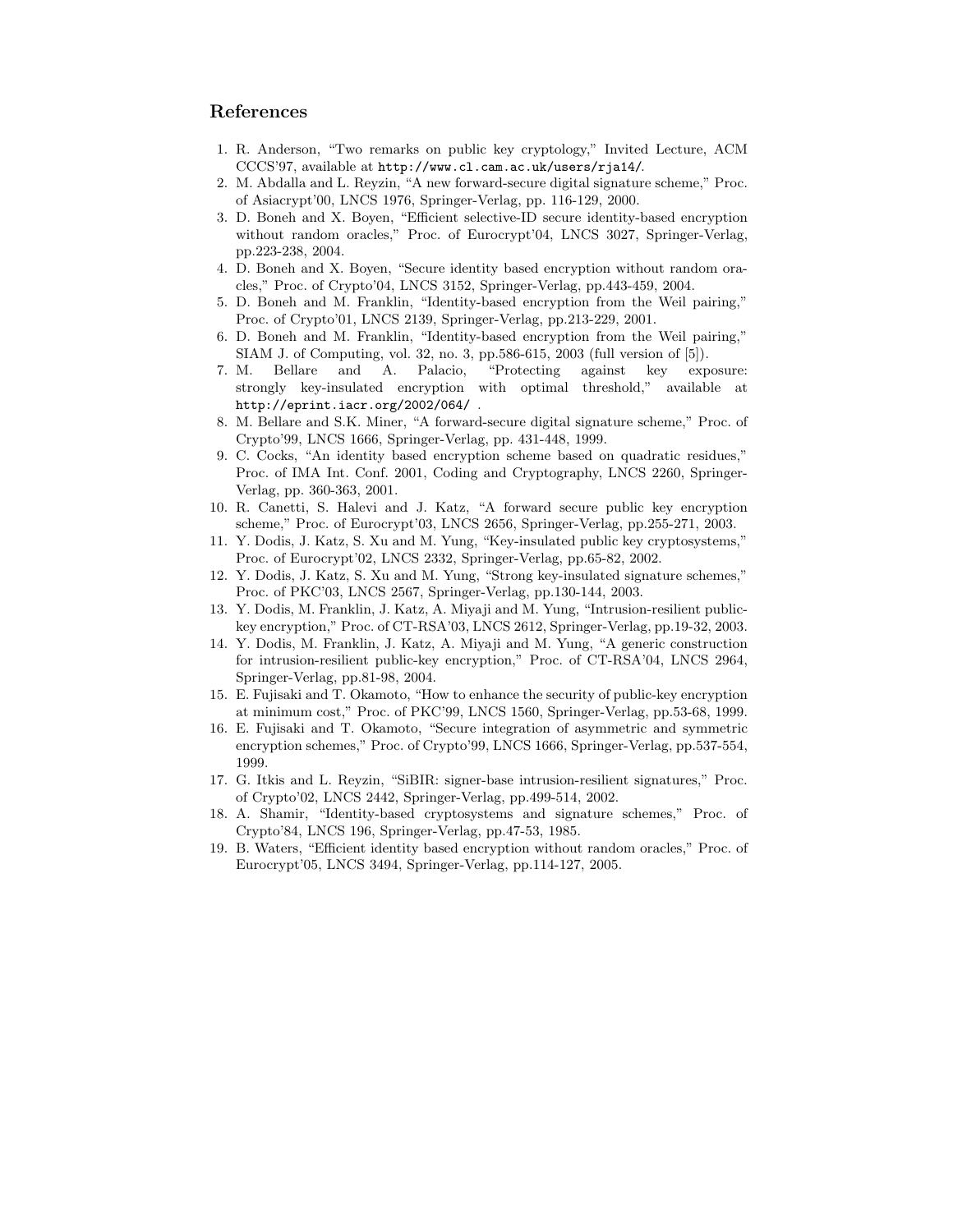## References

1. R. Anderson, "Two remarks on public key cryptology," Invited Lecture, ACM CCCS'97, available at http://www.cl.cam.ac.uk/users/rja14/.
2. M. Abdalla and L. Reyzin, "A new forward-secure digital signature scheme," Proc. of Asiacrypt'00, LNCS 1976, Springer-Verlag, pp. 116-129, 2000.
3. D. Boneh and X. Boyen, "Efficient selective-ID secure identity-based encryption without random oracles," Proc. of Eurocrypt'04, LNCS 3027, Springer-Verlag, pp.223-238, 2004.
4. D. Boneh and X. Boyen, "Secure identity based encryption without random oracles," Proc. of Crypto'04, LNCS 3152, Springer-Verlag, pp.443-459, 2004.
5. D. Boneh and M. Franklin, "Identity-based encryption from the Weil pairing," Proc. of Crypto'01, LNCS 2139, Springer-Verlag, pp.213-229, 2001.
6. D. Boneh and M. Franklin, "Identity-based encryption from the Weil pairing," SIAM J. of Computing, vol. 32, no. 3, pp.586-615, 2003 (full version of [5]).
7. M. Bellare and A. Palacio, "Protecting against key exposure: strongly key-insulated encryption with optimal threshold," available at http://eprint.iacr.org/2002/064/ .
8. M. Bellare and S.K. Miner, "A forward-secure digital signature scheme," Proc. of Crypto'99, LNCS 1666, Springer-Verlag, pp. 431-448, 1999.
9. C. Cocks, "An identity based encryption scheme based on quadratic residues," Proc. of IMA Int. Conf. 2001, Coding and Cryptography, LNCS 2260, Springer-Verlag, pp. 360-363, 2001.
10. R. Canetti, S. Halevi and J. Katz, "A forward secure public key encryption scheme," Proc. of Eurocrypt'03, LNCS 2656, Springer-Verlag, pp.255-271, 2003.
11. Y. Dodis, J. Katz, S. Xu and M. Yung, "Key-insulated public key cryptosystems," Proc. of Eurocrypt'02, LNCS 2332, Springer-Verlag, pp.65-82, 2002.
12. Y. Dodis, J. Katz, S. Xu and M. Yung, "Strong key-insulated signature schemes," Proc. of PKC'03, LNCS 2567, Springer-Verlag, pp.130-144, 2003.
13. Y. Dodis, M. Franklin, J. Katz, A. Miyaji and M. Yung, "Intrusion-resilient public-key encryption," Proc. of CT-RSA'03, LNCS 2612, Springer-Verlag, pp.19-32, 2003.
14. Y. Dodis, M. Franklin, J. Katz, A. Miyaji and M. Yung, "A generic construction for intrusion-resilient public-key encryption," Proc. of CT-RSA'04, LNCS 2964, Springer-Verlag, pp.81-98, 2004.
15. E. Fujisaki and T. Okamoto, "How to enhance the security of public-key encryption at minimum cost," Proc. of PKC'99, LNCS 1560, Springer-Verlag, pp.53-68, 1999.
16. E. Fujisaki and T. Okamoto, "Secure integration of asymmetric and symmetric encryption schemes," Proc. of Crypto'99, LNCS 1666, Springer-Verlag, pp.537-554, 1999.
17. G. Itkis and L. Reyzin, "SiBIR: signer-base intrusion-resilient signatures," Proc. of Crypto'02, LNCS 2442, Springer-Verlag, pp.499-514, 2002.
18. A. Shamir, "Identity-based cryptosystems and signature schemes," Proc. of Crypto'84, LNCS 196, Springer-Verlag, pp.47-53, 1985.
19. B. Waters, "Efficient identity based encryption without random oracles," Proc. of Eurocrypt'05, LNCS 3494, Springer-Verlag, pp.114-127, 2005.